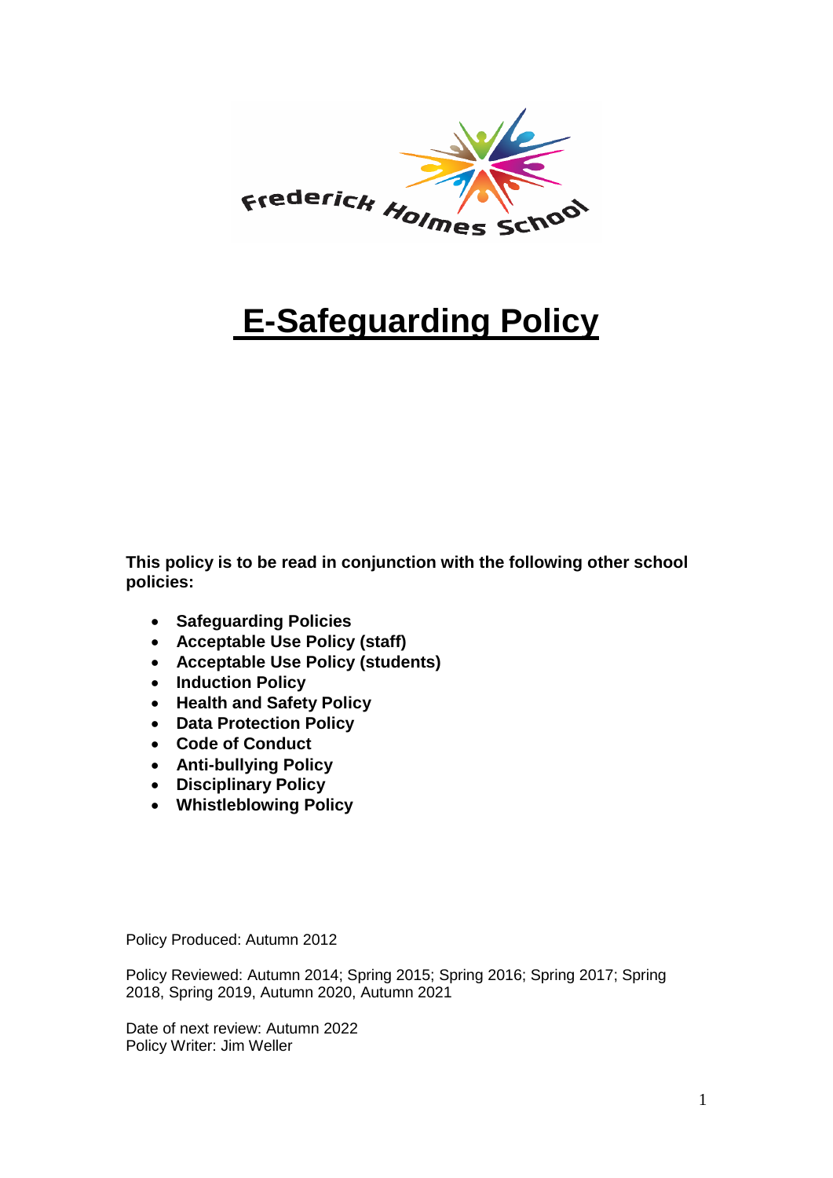Frederick Holmes School

# E-Safeguarding Policy

**This policy is to be read in conjunction with the following other school policies:**

- **Safeguarding Policies**
- **Acceptable Use Policy (staff)**
- **Acceptable Use Policy (students)**
- **Induction Policy**
- **Health and Safety Policy**
- **Data Protection Policy**
- **Code of Conduct**
- **Anti-bullying Policy**
- **Disciplinary Policy**
- **Whistleblowing Policy**

Policy Produced: Autumn 2012

Policy Reviewed: Autumn 2014; Spring 2015; Spring 2016; Spring 2017; Spring 2018, Spring 2019, Autumn 2020, Autumn 2021

Date of next review: Autumn 2022
Policy Writer: Jim Weller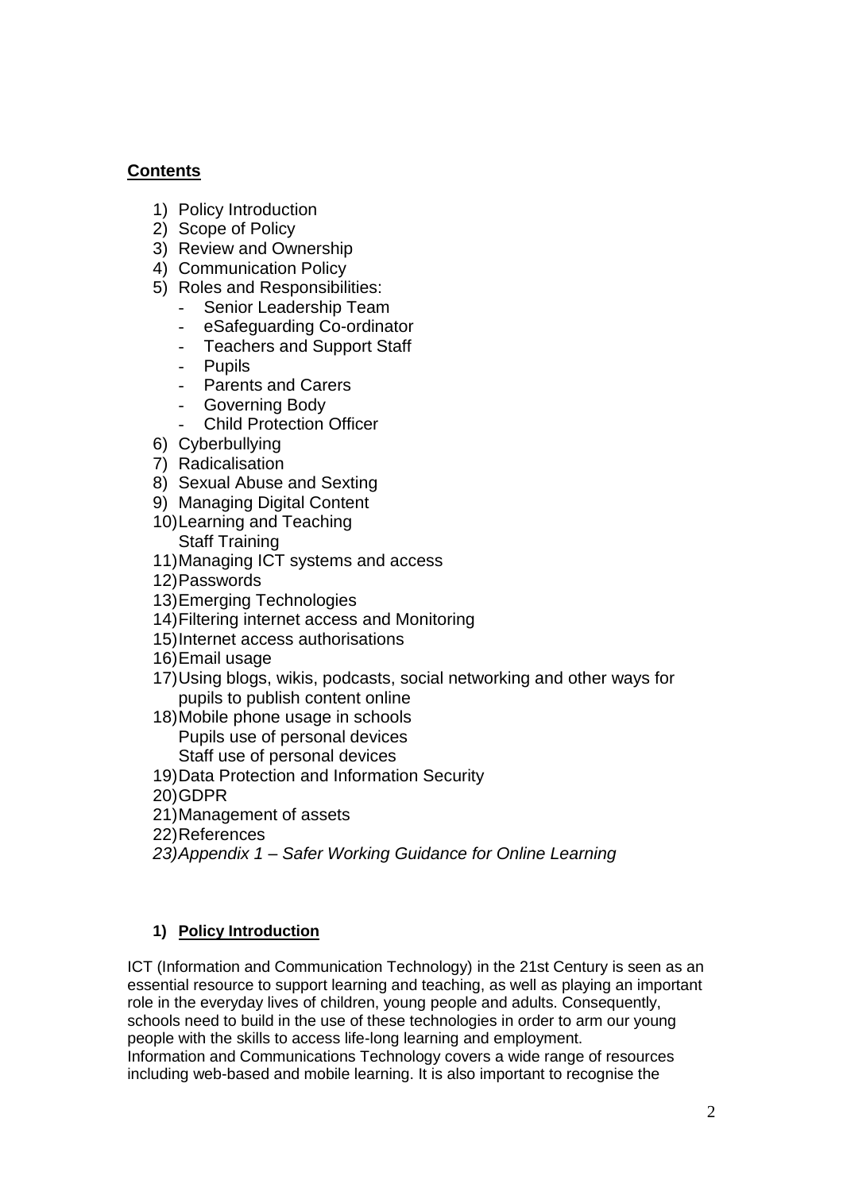## Contents

1) Policy Introduction
2) Scope of Policy
3) Review and Ownership
4) Communication Policy
5) Roles and Responsibilities:
   - Senior Leadership Team
   - eSafeguarding Co-ordinator
   - Teachers and Support Staff
   - Pupils
   - Parents and Carers
   - Governing Body
   - Child Protection Officer
6) Cyberbullying
7) Radicalisation
8) Sexual Abuse and Sexting
9) Managing Digital Content
10) Learning and Teaching
    Staff Training
11) Managing ICT systems and access
12) Passwords
13) Emerging Technologies
14) Filtering internet access and Monitoring
15) Internet access authorisations
16) Email usage
17) Using blogs, wikis, podcasts, social networking and other ways for pupils to publish content online
18) Mobile phone usage in schools
    Pupils use of personal devices
    Staff use of personal devices
19) Data Protection and Information Security
20) GDPR
21) Management of assets
22) References
23) *Appendix 1 – Safer Working Guidance for Online Learning*

### 1) Policy Introduction

ICT (Information and Communication Technology) in the 21st Century is seen as an essential resource to support learning and teaching, as well as playing an important role in the everyday lives of children, young people and adults. Consequently, schools need to build in the use of these technologies in order to arm our young people with the skills to access life-long learning and employment.
Information and Communications Technology covers a wide range of resources including web-based and mobile learning. It is also important to recognise the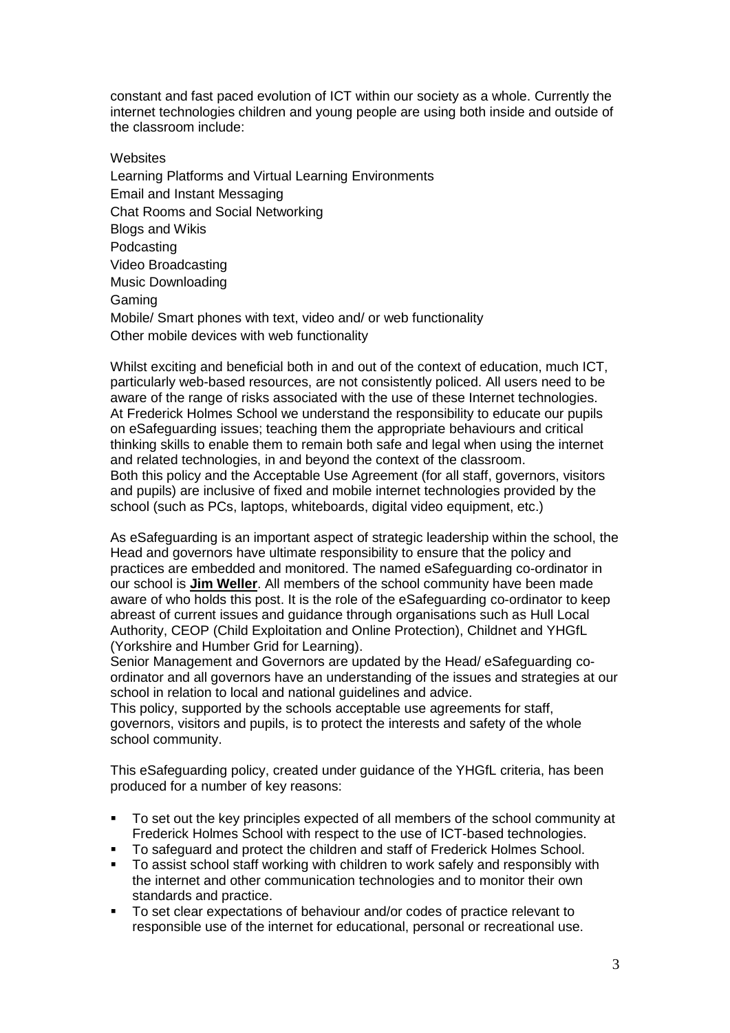constant and fast paced evolution of ICT within our society as a whole. Currently the internet technologies children and young people are using both inside and outside of the classroom include:

Websites
Learning Platforms and Virtual Learning Environments
Email and Instant Messaging
Chat Rooms and Social Networking
Blogs and Wikis
Podcasting
Video Broadcasting
Music Downloading
Gaming
Mobile/ Smart phones with text, video and/ or web functionality
Other mobile devices with web functionality

Whilst exciting and beneficial both in and out of the context of education, much ICT, particularly web-based resources, are not consistently policed. All users need to be aware of the range of risks associated with the use of these Internet technologies. At Frederick Holmes School we understand the responsibility to educate our pupils on eSafeguarding issues; teaching them the appropriate behaviours and critical thinking skills to enable them to remain both safe and legal when using the internet and related technologies, in and beyond the context of the classroom.
Both this policy and the Acceptable Use Agreement (for all staff, governors, visitors and pupils) are inclusive of fixed and mobile internet technologies provided by the school (such as PCs, laptops, whiteboards, digital video equipment, etc.)

As eSafeguarding is an important aspect of strategic leadership within the school, the Head and governors have ultimate responsibility to ensure that the policy and practices are embedded and monitored. The named eSafeguarding co-ordinator in our school is **Jim Weller**. All members of the school community have been made aware of who holds this post. It is the role of the eSafeguarding co-ordinator to keep abreast of current issues and guidance through organisations such as Hull Local Authority, CEOP (Child Exploitation and Online Protection), Childnet and YHGfL (Yorkshire and Humber Grid for Learning).
Senior Management and Governors are updated by the Head/ eSafeguarding co-ordinator and all governors have an understanding of the issues and strategies at our school in relation to local and national guidelines and advice.
This policy, supported by the schools acceptable use agreements for staff, governors, visitors and pupils, is to protect the interests and safety of the whole school community.

This eSafeguarding policy, created under guidance of the YHGfL criteria, has been produced for a number of key reasons:

- To set out the key principles expected of all members of the school community at Frederick Holmes School with respect to the use of ICT-based technologies.
- To safeguard and protect the children and staff of Frederick Holmes School.
- To assist school staff working with children to work safely and responsibly with the internet and other communication technologies and to monitor their own standards and practice.
- To set clear expectations of behaviour and/or codes of practice relevant to responsible use of the internet for educational, personal or recreational use.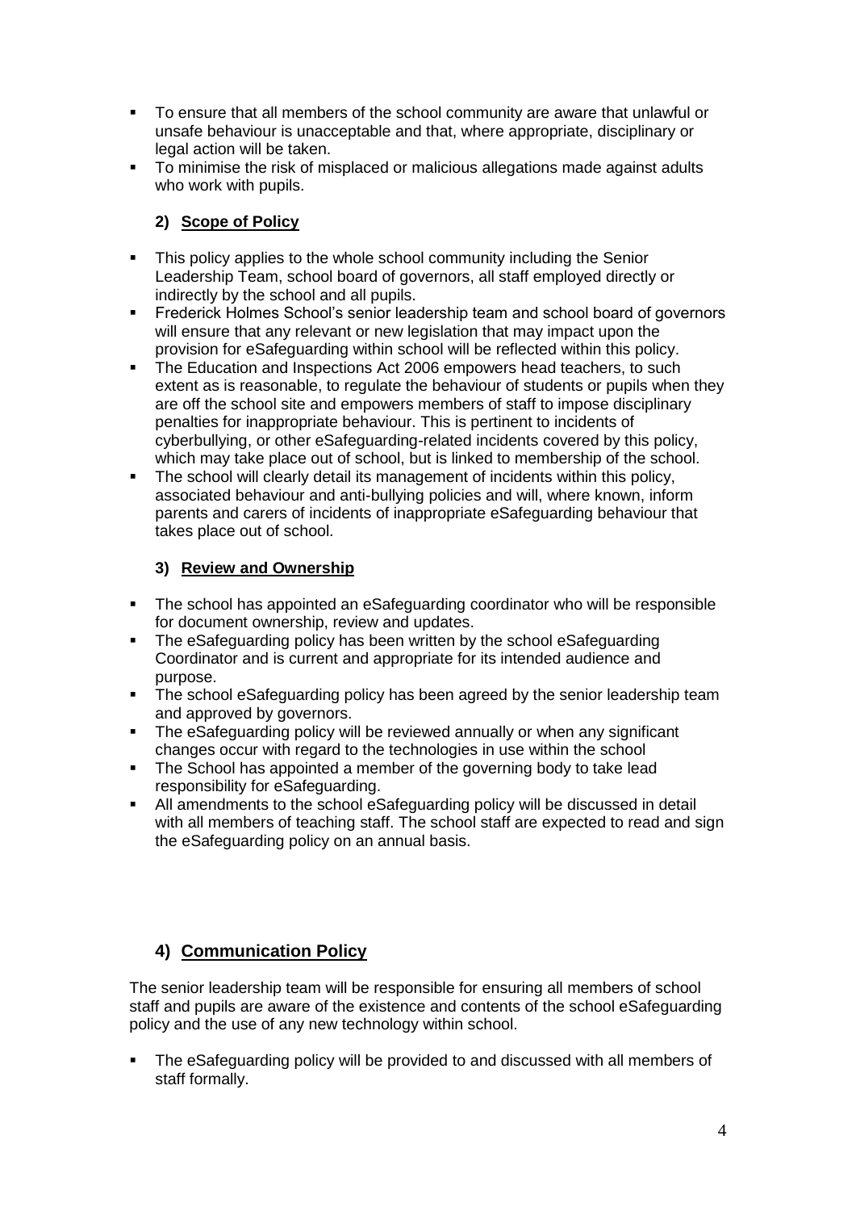- To ensure that all members of the school community are aware that unlawful or unsafe behaviour is unacceptable and that, where appropriate, disciplinary or legal action will be taken.
- To minimise the risk of misplaced or malicious allegations made against adults who work with pupils.

## 2) Scope of Policy

- This policy applies to the whole school community including the Senior Leadership Team, school board of governors, all staff employed directly or indirectly by the school and all pupils.
- Frederick Holmes School's senior leadership team and school board of governors will ensure that any relevant or new legislation that may impact upon the provision for eSafeguarding within school will be reflected within this policy.
- The Education and Inspections Act 2006 empowers head teachers, to such extent as is reasonable, to regulate the behaviour of students or pupils when they are off the school site and empowers members of staff to impose disciplinary penalties for inappropriate behaviour. This is pertinent to incidents of cyberbullying, or other eSafeguarding-related incidents covered by this policy, which may take place out of school, but is linked to membership of the school.
- The school will clearly detail its management of incidents within this policy, associated behaviour and anti-bullying policies and will, where known, inform parents and carers of incidents of inappropriate eSafeguarding behaviour that takes place out of school.

## 3) Review and Ownership

- The school has appointed an eSafeguarding coordinator who will be responsible for document ownership, review and updates.
- The eSafeguarding policy has been written by the school eSafeguarding Coordinator and is current and appropriate for its intended audience and purpose.
- The school eSafeguarding policy has been agreed by the senior leadership team and approved by governors.
- The eSafeguarding policy will be reviewed annually or when any significant changes occur with regard to the technologies in use within the school
- The School has appointed a member of the governing body to take lead responsibility for eSafeguarding.
- All amendments to the school eSafeguarding policy will be discussed in detail with all members of teaching staff. The school staff are expected to read and sign the eSafeguarding policy on an annual basis.

## 4) Communication Policy

The senior leadership team will be responsible for ensuring all members of school staff and pupils are aware of the existence and contents of the school eSafeguarding policy and the use of any new technology within school.

- The eSafeguarding policy will be provided to and discussed with all members of staff formally.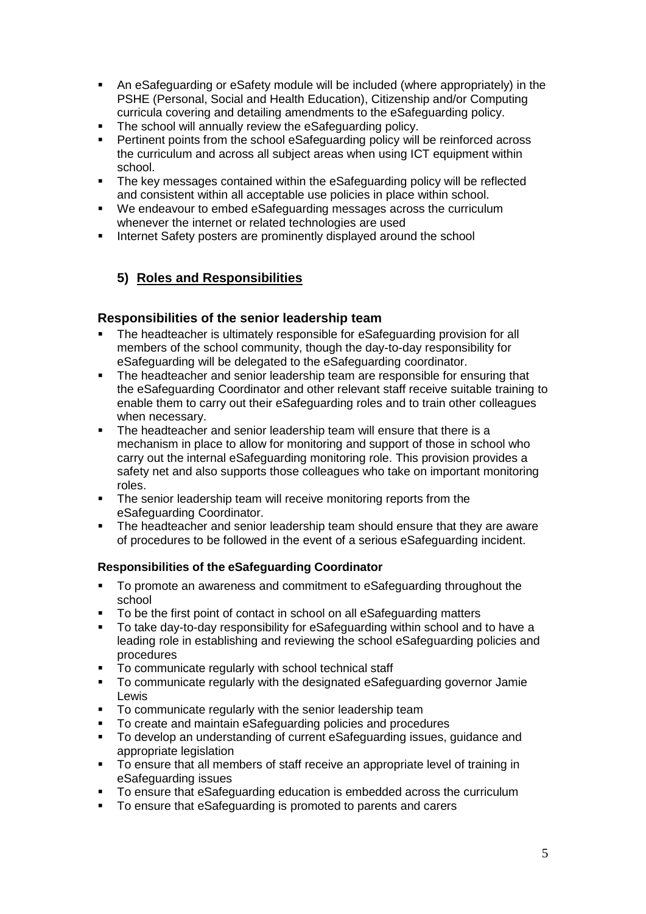- An eSafeguarding or eSafety module will be included (where appropriately) in the PSHE (Personal, Social and Health Education), Citizenship and/or Computing curricula covering and detailing amendments to the eSafeguarding policy.
- The school will annually review the eSafeguarding policy.
- Pertinent points from the school eSafeguarding policy will be reinforced across the curriculum and across all subject areas when using ICT equipment within school.
- The key messages contained within the eSafeguarding policy will be reflected and consistent within all acceptable use policies in place within school.
- We endeavour to embed eSafeguarding messages across the curriculum whenever the internet or related technologies are used
- Internet Safety posters are prominently displayed around the school

## 5) Roles and Responsibilities

### Responsibilities of the senior leadership team

- The headteacher is ultimately responsible for eSafeguarding provision for all members of the school community, though the day-to-day responsibility for eSafeguarding will be delegated to the eSafeguarding coordinator.
- The headteacher and senior leadership team are responsible for ensuring that the eSafeguarding Coordinator and other relevant staff receive suitable training to enable them to carry out their eSafeguarding roles and to train other colleagues when necessary.
- The headteacher and senior leadership team will ensure that there is a mechanism in place to allow for monitoring and support of those in school who carry out the internal eSafeguarding monitoring role. This provision provides a safety net and also supports those colleagues who take on important monitoring roles.
- The senior leadership team will receive monitoring reports from the eSafeguarding Coordinator.
- The headteacher and senior leadership team should ensure that they are aware of procedures to be followed in the event of a serious eSafeguarding incident.

#### Responsibilities of the eSafeguarding Coordinator

- To promote an awareness and commitment to eSafeguarding throughout the school
- To be the first point of contact in school on all eSafeguarding matters
- To take day-to-day responsibility for eSafeguarding within school and to have a leading role in establishing and reviewing the school eSafeguarding policies and procedures
- To communicate regularly with school technical staff
- To communicate regularly with the designated eSafeguarding governor Jamie Lewis
- To communicate regularly with the senior leadership team
- To create and maintain eSafeguarding policies and procedures
- To develop an understanding of current eSafeguarding issues, guidance and appropriate legislation
- To ensure that all members of staff receive an appropriate level of training in eSafeguarding issues
- To ensure that eSafeguarding education is embedded across the curriculum
- To ensure that eSafeguarding is promoted to parents and carers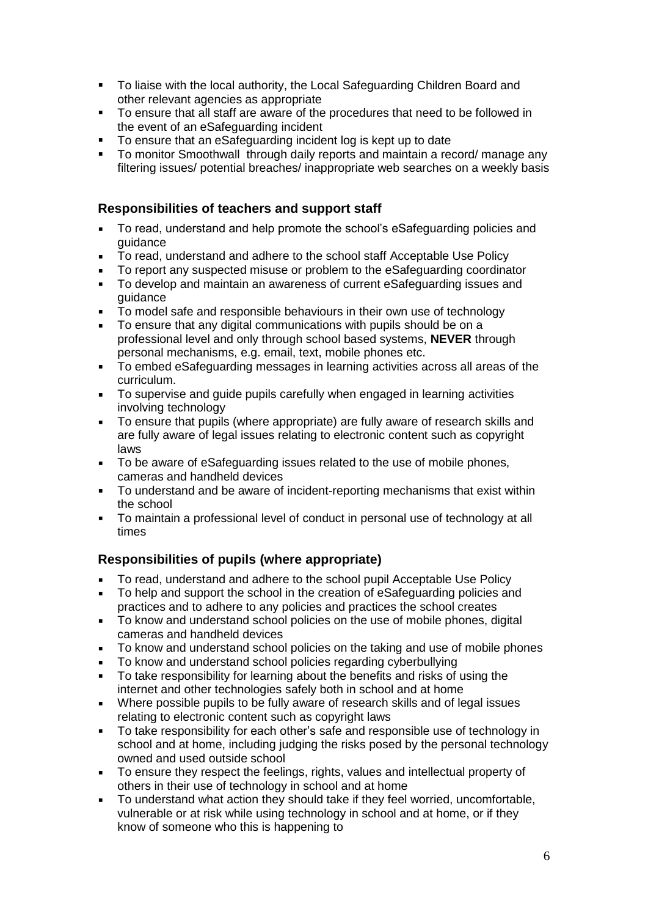- To liaise with the local authority, the Local Safeguarding Children Board and other relevant agencies as appropriate
- To ensure that all staff are aware of the procedures that need to be followed in the event of an eSafeguarding incident
- To ensure that an eSafeguarding incident log is kept up to date
- To monitor Smoothwall through daily reports and maintain a record/ manage any filtering issues/ potential breaches/ inappropriate web searches on a weekly basis

### Responsibilities of teachers and support staff

- To read, understand and help promote the school's eSafeguarding policies and guidance
- To read, understand and adhere to the school staff Acceptable Use Policy
- To report any suspected misuse or problem to the eSafeguarding coordinator
- To develop and maintain an awareness of current eSafeguarding issues and guidance
- To model safe and responsible behaviours in their own use of technology
- To ensure that any digital communications with pupils should be on a professional level and only through school based systems, **NEVER** through personal mechanisms, e.g. email, text, mobile phones etc.
- To embed eSafeguarding messages in learning activities across all areas of the curriculum.
- To supervise and guide pupils carefully when engaged in learning activities involving technology
- To ensure that pupils (where appropriate) are fully aware of research skills and are fully aware of legal issues relating to electronic content such as copyright laws
- To be aware of eSafeguarding issues related to the use of mobile phones, cameras and handheld devices
- To understand and be aware of incident-reporting mechanisms that exist within the school
- To maintain a professional level of conduct in personal use of technology at all times

### Responsibilities of pupils (where appropriate)

- To read, understand and adhere to the school pupil Acceptable Use Policy
- To help and support the school in the creation of eSafeguarding policies and practices and to adhere to any policies and practices the school creates
- To know and understand school policies on the use of mobile phones, digital cameras and handheld devices
- To know and understand school policies on the taking and use of mobile phones
- To know and understand school policies regarding cyberbullying
- To take responsibility for learning about the benefits and risks of using the internet and other technologies safely both in school and at home
- Where possible pupils to be fully aware of research skills and of legal issues relating to electronic content such as copyright laws
- To take responsibility for each other's safe and responsible use of technology in school and at home, including judging the risks posed by the personal technology owned and used outside school
- To ensure they respect the feelings, rights, values and intellectual property of others in their use of technology in school and at home
- To understand what action they should take if they feel worried, uncomfortable, vulnerable or at risk while using technology in school and at home, or if they know of someone who this is happening to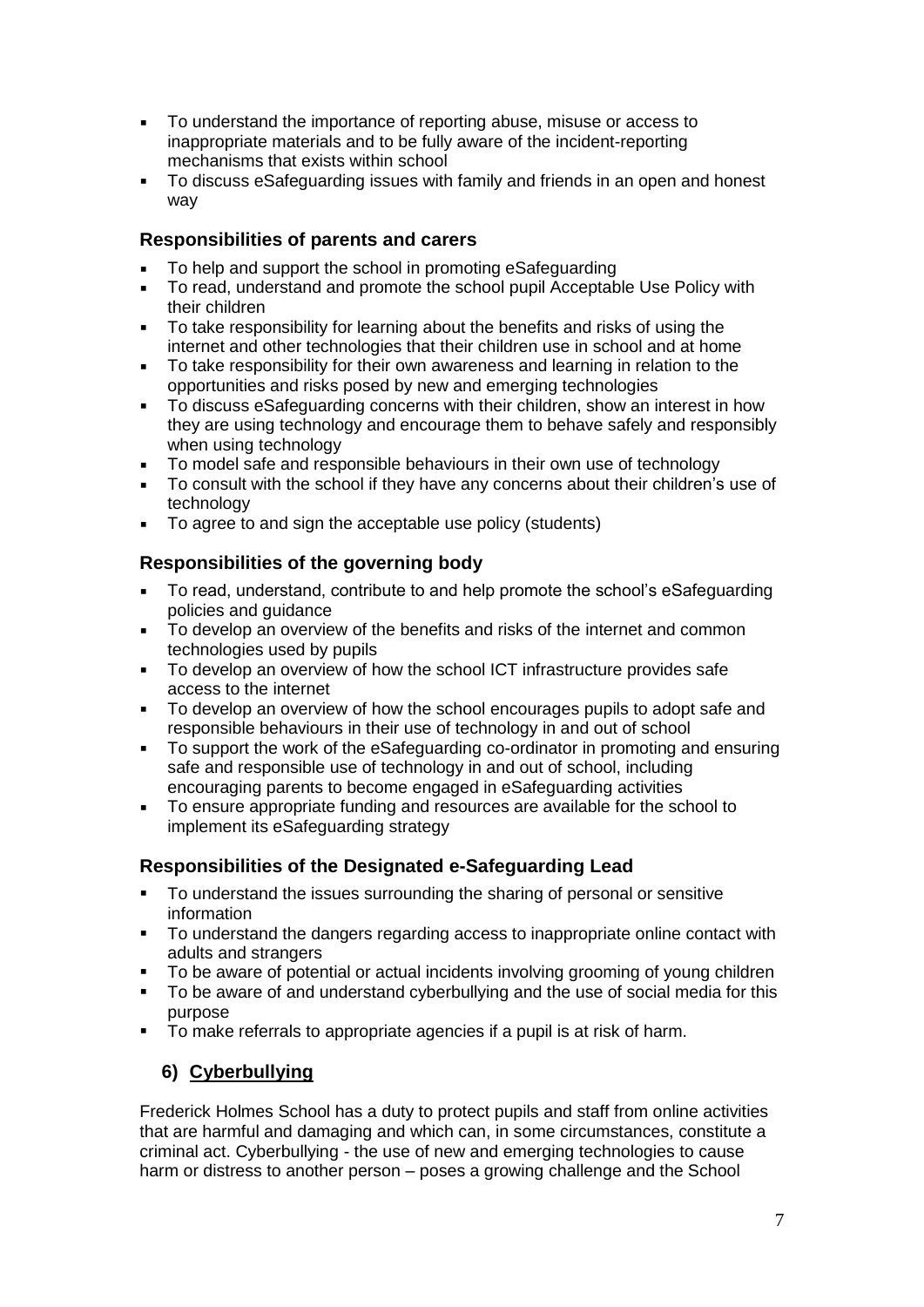- To understand the importance of reporting abuse, misuse or access to inappropriate materials and to be fully aware of the incident-reporting mechanisms that exists within school
- To discuss eSafeguarding issues with family and friends in an open and honest way

### Responsibilities of parents and carers

- To help and support the school in promoting eSafeguarding
- To read, understand and promote the school pupil Acceptable Use Policy with their children
- To take responsibility for learning about the benefits and risks of using the internet and other technologies that their children use in school and at home
- To take responsibility for their own awareness and learning in relation to the opportunities and risks posed by new and emerging technologies
- To discuss eSafeguarding concerns with their children, show an interest in how they are using technology and encourage them to behave safely and responsibly when using technology
- To model safe and responsible behaviours in their own use of technology
- To consult with the school if they have any concerns about their children's use of technology
- To agree to and sign the acceptable use policy (students)

### Responsibilities of the governing body

- To read, understand, contribute to and help promote the school's eSafeguarding policies and guidance
- To develop an overview of the benefits and risks of the internet and common technologies used by pupils
- To develop an overview of how the school ICT infrastructure provides safe access to the internet
- To develop an overview of how the school encourages pupils to adopt safe and responsible behaviours in their use of technology in and out of school
- To support the work of the eSafeguarding co-ordinator in promoting and ensuring safe and responsible use of technology in and out of school, including encouraging parents to become engaged in eSafeguarding activities
- To ensure appropriate funding and resources are available for the school to implement its eSafeguarding strategy

### Responsibilities of the Designated e-Safeguarding Lead

- To understand the issues surrounding the sharing of personal or sensitive information
- To understand the dangers regarding access to inappropriate online contact with adults and strangers
- To be aware of potential or actual incidents involving grooming of young children
- To be aware of and understand cyberbullying and the use of social media for this purpose
- To make referrals to appropriate agencies if a pupil is at risk of harm.

## 6) Cyberbullying

Frederick Holmes School has a duty to protect pupils and staff from online activities that are harmful and damaging and which can, in some circumstances, constitute a criminal act. Cyberbullying - the use of new and emerging technologies to cause harm or distress to another person – poses a growing challenge and the School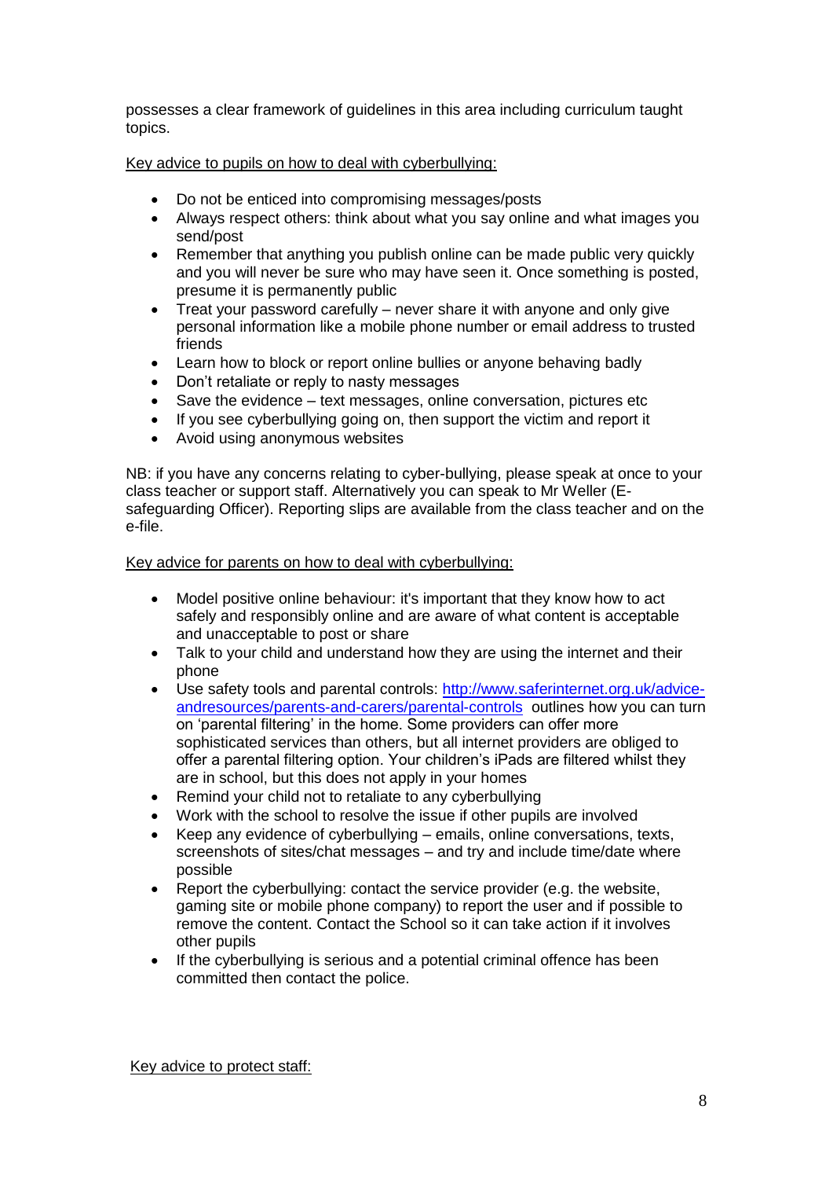possesses a clear framework of guidelines in this area including curriculum taught topics.

Key advice to pupils on how to deal with cyberbullying:

- Do not be enticed into compromising messages/posts
- Always respect others: think about what you say online and what images you send/post
- Remember that anything you publish online can be made public very quickly and you will never be sure who may have seen it. Once something is posted, presume it is permanently public
- Treat your password carefully – never share it with anyone and only give personal information like a mobile phone number or email address to trusted friends
- Learn how to block or report online bullies or anyone behaving badly
- Don't retaliate or reply to nasty messages
- Save the evidence – text messages, online conversation, pictures etc
- If you see cyberbullying going on, then support the victim and report it
- Avoid using anonymous websites

NB: if you have any concerns relating to cyber-bullying, please speak at once to your class teacher or support staff. Alternatively you can speak to Mr Weller (E-safeguarding Officer). Reporting slips are available from the class teacher and on the e-file.

Key advice for parents on how to deal with cyberbullying:

- Model positive online behaviour: it's important that they know how to act safely and responsibly online and are aware of what content is acceptable and unacceptable to post or share
- Talk to your child and understand how they are using the internet and their phone
- Use safety tools and parental controls: [http://www.saferinternet.org.uk/advice-andresources/parents-and-carers/parental-controls](http://www.saferinternet.org.uk/advice-andresources/parents-and-carers/parental-controls) outlines how you can turn on 'parental filtering' in the home. Some providers can offer more sophisticated services than others, but all internet providers are obliged to offer a parental filtering option. Your children's iPads are filtered whilst they are in school, but this does not apply in your homes
- Remind your child not to retaliate to any cyberbullying
- Work with the school to resolve the issue if other pupils are involved
- Keep any evidence of cyberbullying – emails, online conversations, texts, screenshots of sites/chat messages – and try and include time/date where possible
- Report the cyberbullying: contact the service provider (e.g. the website, gaming site or mobile phone company) to report the user and if possible to remove the content. Contact the School so it can take action if it involves other pupils
- If the cyberbullying is serious and a potential criminal offence has been committed then contact the police.

Key advice to protect staff: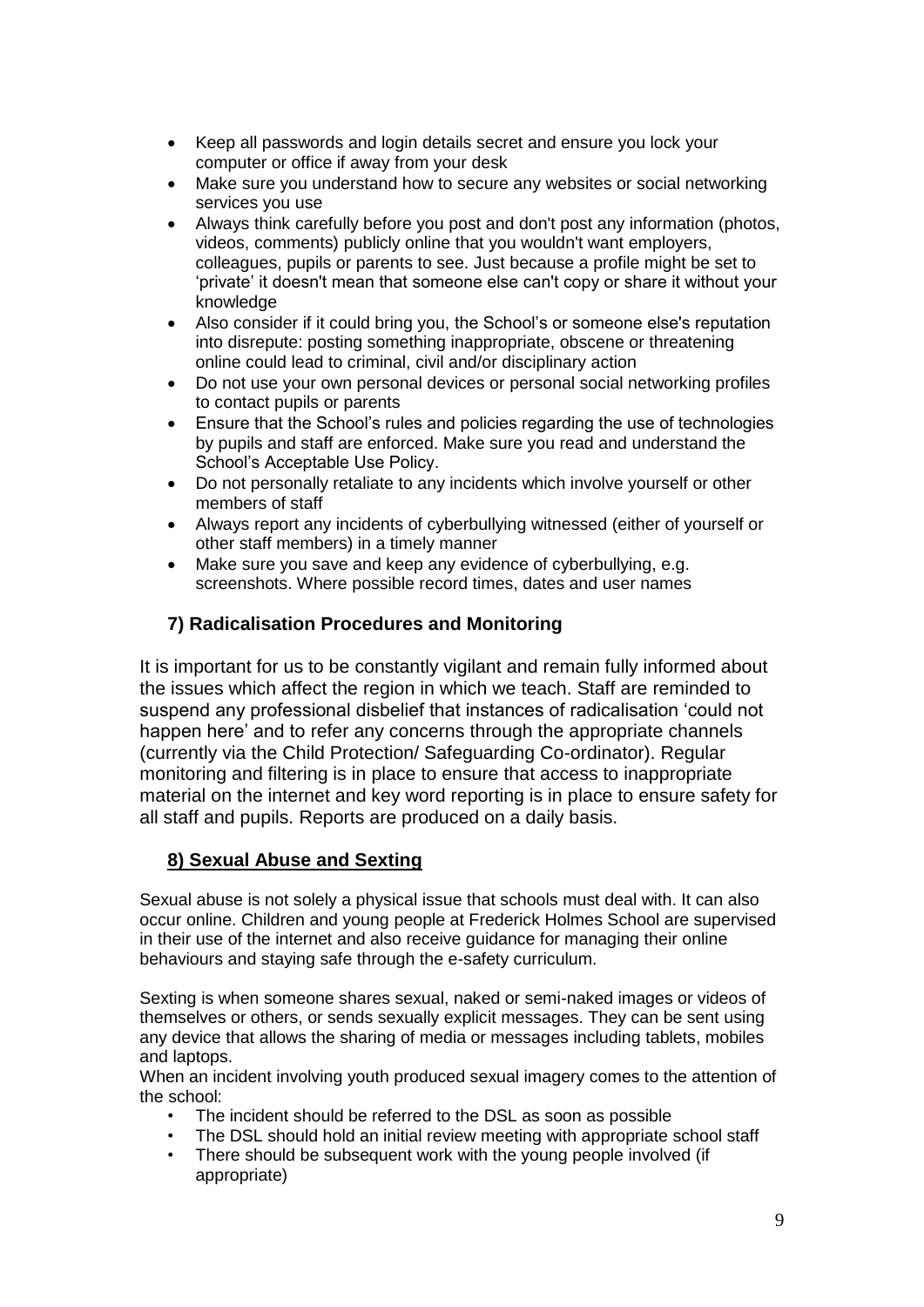- Keep all passwords and login details secret and ensure you lock your computer or office if away from your desk
- Make sure you understand how to secure any websites or social networking services you use
- Always think carefully before you post and don't post any information (photos, videos, comments) publicly online that you wouldn't want employers, colleagues, pupils or parents to see. Just because a profile might be set to 'private' it doesn't mean that someone else can't copy or share it without your knowledge
- Also consider if it could bring you, the School's or someone else's reputation into disrepute: posting something inappropriate, obscene or threatening online could lead to criminal, civil and/or disciplinary action
- Do not use your own personal devices or personal social networking profiles to contact pupils or parents
- Ensure that the School's rules and policies regarding the use of technologies by pupils and staff are enforced. Make sure you read and understand the School's Acceptable Use Policy.
- Do not personally retaliate to any incidents which involve yourself or other members of staff
- Always report any incidents of cyberbullying witnessed (either of yourself or other staff members) in a timely manner
- Make sure you save and keep any evidence of cyberbullying, e.g. screenshots. Where possible record times, dates and user names

## 7) Radicalisation Procedures and Monitoring

It is important for us to be constantly vigilant and remain fully informed about the issues which affect the region in which we teach. Staff are reminded to suspend any professional disbelief that instances of radicalisation 'could not happen here' and to refer any concerns through the appropriate channels (currently via the Child Protection/ Safeguarding Co-ordinator). Regular monitoring and filtering is in place to ensure that access to inappropriate material on the internet and key word reporting is in place to ensure safety for all staff and pupils. Reports are produced on a daily basis.

## 8) Sexual Abuse and Sexting

Sexual abuse is not solely a physical issue that schools must deal with. It can also occur online. Children and young people at Frederick Holmes School are supervised in their use of the internet and also receive guidance for managing their online behaviours and staying safe through the e-safety curriculum.

Sexting is when someone shares sexual, naked or semi-naked images or videos of themselves or others, or sends sexually explicit messages. They can be sent using any device that allows the sharing of media or messages including tablets, mobiles and laptops.

When an incident involving youth produced sexual imagery comes to the attention of the school:

- The incident should be referred to the DSL as soon as possible
- The DSL should hold an initial review meeting with appropriate school staff
- There should be subsequent work with the young people involved (if appropriate)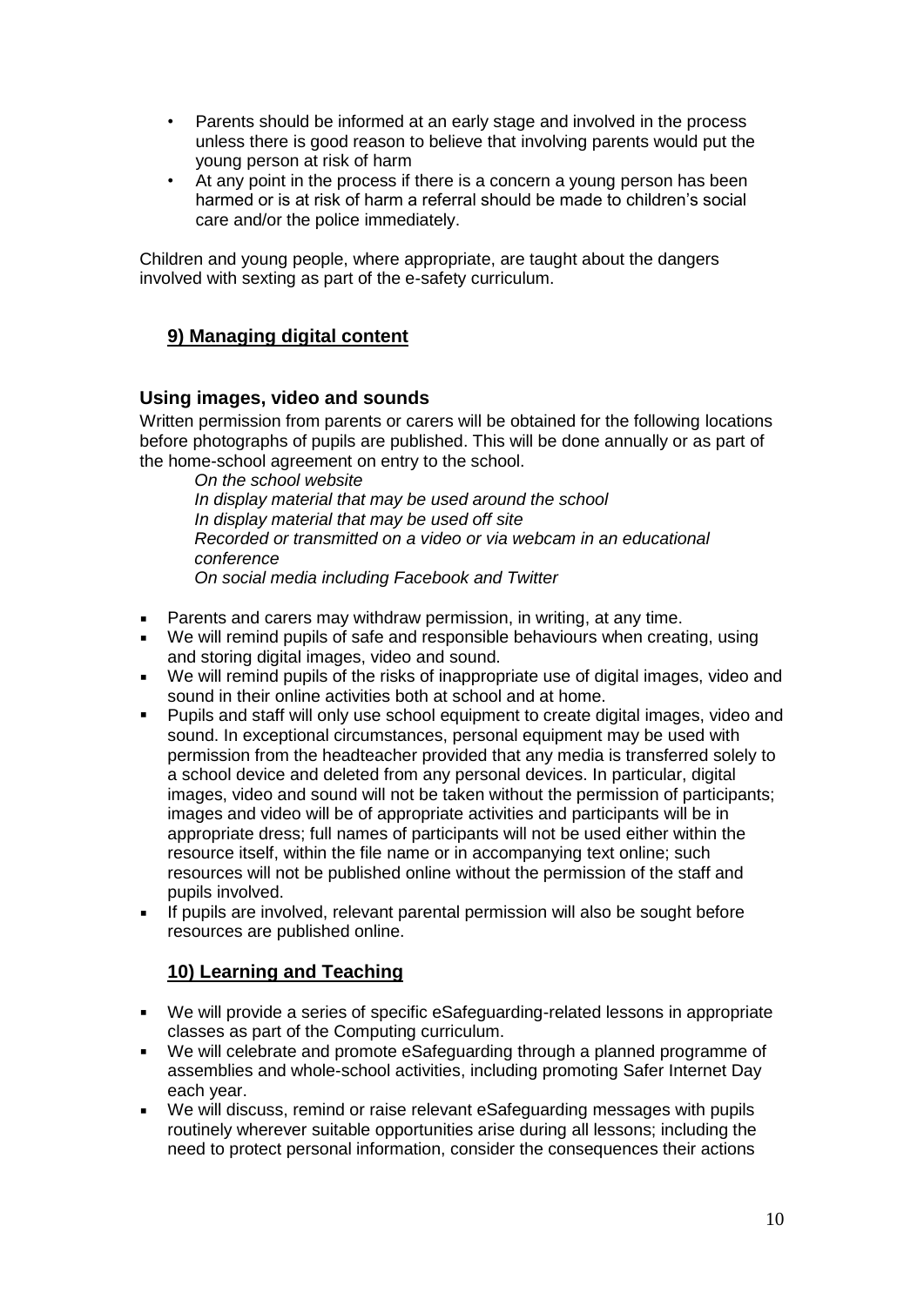- Parents should be informed at an early stage and involved in the process unless there is good reason to believe that involving parents would put the young person at risk of harm
- At any point in the process if there is a concern a young person has been harmed or is at risk of harm a referral should be made to children's social care and/or the police immediately.

Children and young people, where appropriate, are taught about the dangers involved with sexting as part of the e-safety curriculum.

## 9) Managing digital content

### Using images, video and sounds

Written permission from parents or carers will be obtained for the following locations before photographs of pupils are published. This will be done annually or as part of the home-school agreement on entry to the school.

*On the school website*
*In display material that may be used around the school*
*In display material that may be used off site*
*Recorded or transmitted on a video or via webcam in an educational conference*
*On social media including Facebook and Twitter*

- Parents and carers may withdraw permission, in writing, at any time.
- We will remind pupils of safe and responsible behaviours when creating, using and storing digital images, video and sound.
- We will remind pupils of the risks of inappropriate use of digital images, video and sound in their online activities both at school and at home.
- Pupils and staff will only use school equipment to create digital images, video and sound. In exceptional circumstances, personal equipment may be used with permission from the headteacher provided that any media is transferred solely to a school device and deleted from any personal devices. In particular, digital images, video and sound will not be taken without the permission of participants; images and video will be of appropriate activities and participants will be in appropriate dress; full names of participants will not be used either within the resource itself, within the file name or in accompanying text online; such resources will not be published online without the permission of the staff and pupils involved.
- If pupils are involved, relevant parental permission will also be sought before resources are published online.

## 10) Learning and Teaching

- We will provide a series of specific eSafeguarding-related lessons in appropriate classes as part of the Computing curriculum.
- We will celebrate and promote eSafeguarding through a planned programme of assemblies and whole-school activities, including promoting Safer Internet Day each year.
- We will discuss, remind or raise relevant eSafeguarding messages with pupils routinely wherever suitable opportunities arise during all lessons; including the need to protect personal information, consider the consequences their actions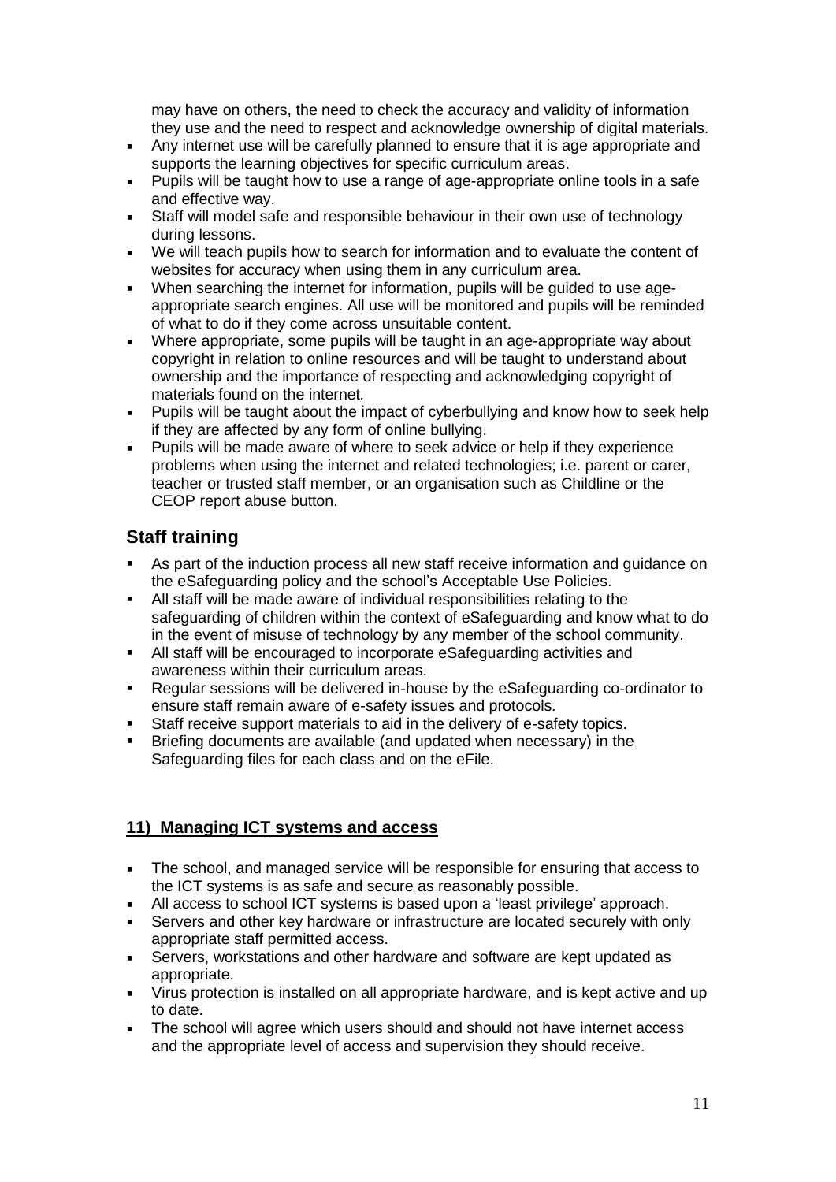may have on others, the need to check the accuracy and validity of information they use and the need to respect and acknowledge ownership of digital materials.

- Any internet use will be carefully planned to ensure that it is age appropriate and supports the learning objectives for specific curriculum areas.
- Pupils will be taught how to use a range of age-appropriate online tools in a safe and effective way.
- Staff will model safe and responsible behaviour in their own use of technology during lessons.
- We will teach pupils how to search for information and to evaluate the content of websites for accuracy when using them in any curriculum area.
- When searching the internet for information, pupils will be guided to use age-appropriate search engines. All use will be monitored and pupils will be reminded of what to do if they come across unsuitable content.
- Where appropriate, some pupils will be taught in an age-appropriate way about copyright in relation to online resources and will be taught to understand about ownership and the importance of respecting and acknowledging copyright of materials found on the internet.
- Pupils will be taught about the impact of cyberbullying and know how to seek help if they are affected by any form of online bullying.
- Pupils will be made aware of where to seek advice or help if they experience problems when using the internet and related technologies; i.e. parent or carer, teacher or trusted staff member, or an organisation such as Childline or the CEOP report abuse button.

## Staff training

- As part of the induction process all new staff receive information and guidance on the eSafeguarding policy and the school's Acceptable Use Policies.
- All staff will be made aware of individual responsibilities relating to the safeguarding of children within the context of eSafeguarding and know what to do in the event of misuse of technology by any member of the school community.
- All staff will be encouraged to incorporate eSafeguarding activities and awareness within their curriculum areas.
- Regular sessions will be delivered in-house by the eSafeguarding co-ordinator to ensure staff remain aware of e-safety issues and protocols.
- Staff receive support materials to aid in the delivery of e-safety topics.
- Briefing documents are available (and updated when necessary) in the Safeguarding files for each class and on the eFile.

## 11) Managing ICT systems and access

- The school, and managed service will be responsible for ensuring that access to the ICT systems is as safe and secure as reasonably possible.
- All access to school ICT systems is based upon a 'least privilege' approach.
- Servers and other key hardware or infrastructure are located securely with only appropriate staff permitted access.
- Servers, workstations and other hardware and software are kept updated as appropriate.
- Virus protection is installed on all appropriate hardware, and is kept active and up to date.
- The school will agree which users should and should not have internet access and the appropriate level of access and supervision they should receive.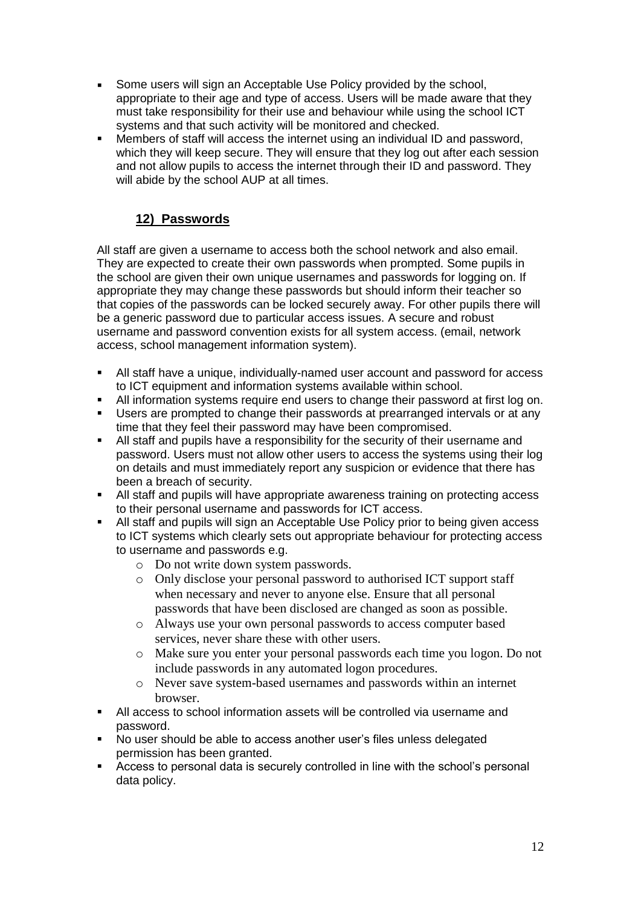- Some users will sign an Acceptable Use Policy provided by the school, appropriate to their age and type of access. Users will be made aware that they must take responsibility for their use and behaviour while using the school ICT systems and that such activity will be monitored and checked.
- Members of staff will access the internet using an individual ID and password, which they will keep secure. They will ensure that they log out after each session and not allow pupils to access the internet through their ID and password. They will abide by the school AUP at all times.

## **12) Passwords**

All staff are given a username to access both the school network and also email. They are expected to create their own passwords when prompted. Some pupils in the school are given their own unique usernames and passwords for logging on. If appropriate they may change these passwords but should inform their teacher so that copies of the passwords can be locked securely away. For other pupils there will be a generic password due to particular access issues. A secure and robust username and password convention exists for all system access. (email, network access, school management information system).

- All staff have a unique, individually-named user account and password for access to ICT equipment and information systems available within school.
- All information systems require end users to change their password at first log on.
- Users are prompted to change their passwords at prearranged intervals or at any time that they feel their password may have been compromised.
- All staff and pupils have a responsibility for the security of their username and password. Users must not allow other users to access the systems using their log on details and must immediately report any suspicion or evidence that there has been a breach of security.
- All staff and pupils will have appropriate awareness training on protecting access to their personal username and passwords for ICT access.
- All staff and pupils will sign an Acceptable Use Policy prior to being given access to ICT systems which clearly sets out appropriate behaviour for protecting access to username and passwords e.g.
    - Do not write down system passwords.
    - Only disclose your personal password to authorised ICT support staff when necessary and never to anyone else. Ensure that all personal passwords that have been disclosed are changed as soon as possible.
    - Always use your own personal passwords to access computer based services, never share these with other users.
    - Make sure you enter your personal passwords each time you logon. Do not include passwords in any automated logon procedures.
    - Never save system-based usernames and passwords within an internet browser.
- All access to school information assets will be controlled via username and password.
- No user should be able to access another user's files unless delegated permission has been granted.
- Access to personal data is securely controlled in line with the school's personal data policy.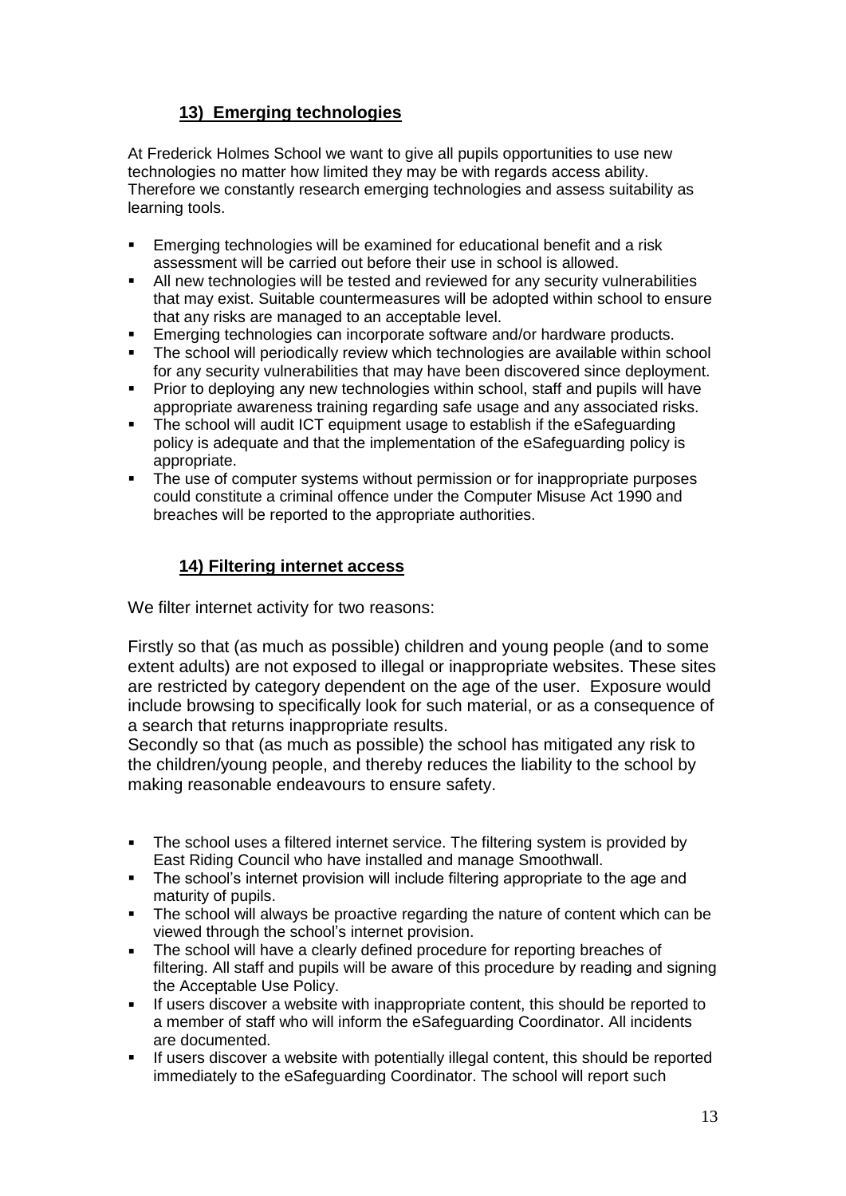## 13) Emerging technologies

At Frederick Holmes School we want to give all pupils opportunities to use new technologies no matter how limited they may be with regards access ability. Therefore we constantly research emerging technologies and assess suitability as learning tools.

- Emerging technologies will be examined for educational benefit and a risk assessment will be carried out before their use in school is allowed.
- All new technologies will be tested and reviewed for any security vulnerabilities that may exist. Suitable countermeasures will be adopted within school to ensure that any risks are managed to an acceptable level.
- Emerging technologies can incorporate software and/or hardware products.
- The school will periodically review which technologies are available within school for any security vulnerabilities that may have been discovered since deployment.
- Prior to deploying any new technologies within school, staff and pupils will have appropriate awareness training regarding safe usage and any associated risks.
- The school will audit ICT equipment usage to establish if the eSafeguarding policy is adequate and that the implementation of the eSafeguarding policy is appropriate.
- The use of computer systems without permission or for inappropriate purposes could constitute a criminal offence under the Computer Misuse Act 1990 and breaches will be reported to the appropriate authorities.

## 14) Filtering internet access

We filter internet activity for two reasons:

Firstly so that (as much as possible) children and young people (and to some extent adults) are not exposed to illegal or inappropriate websites. These sites are restricted by category dependent on the age of the user. Exposure would include browsing to specifically look for such material, or as a consequence of a search that returns inappropriate results.
Secondly so that (as much as possible) the school has mitigated any risk to the children/young people, and thereby reduces the liability to the school by making reasonable endeavours to ensure safety.

- The school uses a filtered internet service. The filtering system is provided by East Riding Council who have installed and manage Smoothwall.
- The school's internet provision will include filtering appropriate to the age and maturity of pupils.
- The school will always be proactive regarding the nature of content which can be viewed through the school's internet provision.
- The school will have a clearly defined procedure for reporting breaches of filtering. All staff and pupils will be aware of this procedure by reading and signing the Acceptable Use Policy.
- If users discover a website with inappropriate content, this should be reported to a member of staff who will inform the eSafeguarding Coordinator. All incidents are documented.
- If users discover a website with potentially illegal content, this should be reported immediately to the eSafeguarding Coordinator. The school will report such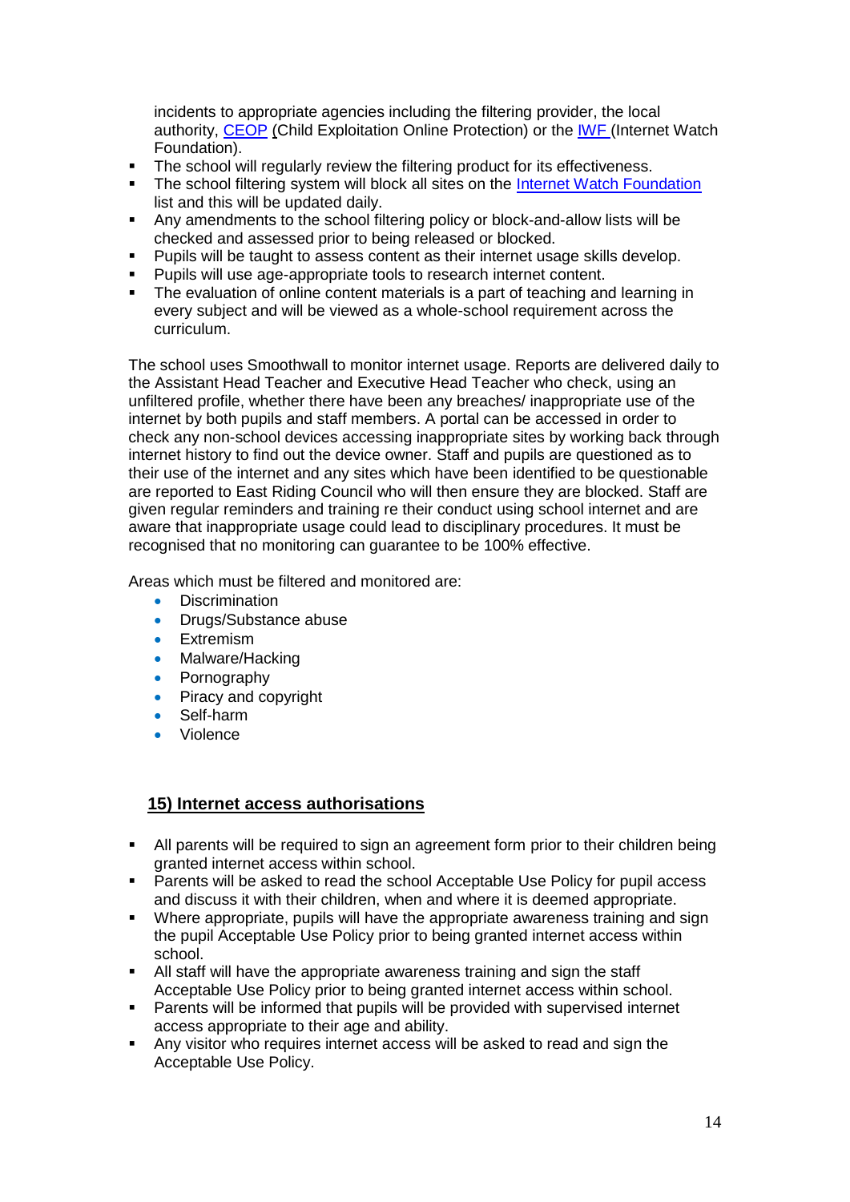incidents to appropriate agencies including the filtering provider, the local authority, CEOP (Child Exploitation Online Protection) or the IWF (Internet Watch Foundation).

- The school will regularly review the filtering product for its effectiveness.
- The school filtering system will block all sites on the Internet Watch Foundation list and this will be updated daily.
- Any amendments to the school filtering policy or block-and-allow lists will be checked and assessed prior to being released or blocked.
- Pupils will be taught to assess content as their internet usage skills develop.
- Pupils will use age-appropriate tools to research internet content.
- The evaluation of online content materials is a part of teaching and learning in every subject and will be viewed as a whole-school requirement across the curriculum.

The school uses Smoothwall to monitor internet usage. Reports are delivered daily to the Assistant Head Teacher and Executive Head Teacher who check, using an unfiltered profile, whether there have been any breaches/ inappropriate use of the internet by both pupils and staff members. A portal can be accessed in order to check any non-school devices accessing inappropriate sites by working back through internet history to find out the device owner. Staff and pupils are questioned as to their use of the internet and any sites which have been identified to be questionable are reported to East Riding Council who will then ensure they are blocked. Staff are given regular reminders and training re their conduct using school internet and are aware that inappropriate usage could lead to disciplinary procedures. It must be recognised that no monitoring can guarantee to be 100% effective.

Areas which must be filtered and monitored are:

- Discrimination
- Drugs/Substance abuse
- Extremism
- Malware/Hacking
- Pornography
- Piracy and copyright
- Self-harm
- Violence

## 15) Internet access authorisations

- All parents will be required to sign an agreement form prior to their children being granted internet access within school.
- Parents will be asked to read the school Acceptable Use Policy for pupil access and discuss it with their children, when and where it is deemed appropriate.
- Where appropriate, pupils will have the appropriate awareness training and sign the pupil Acceptable Use Policy prior to being granted internet access within school.
- All staff will have the appropriate awareness training and sign the staff Acceptable Use Policy prior to being granted internet access within school.
- Parents will be informed that pupils will be provided with supervised internet access appropriate to their age and ability.
- Any visitor who requires internet access will be asked to read and sign the Acceptable Use Policy.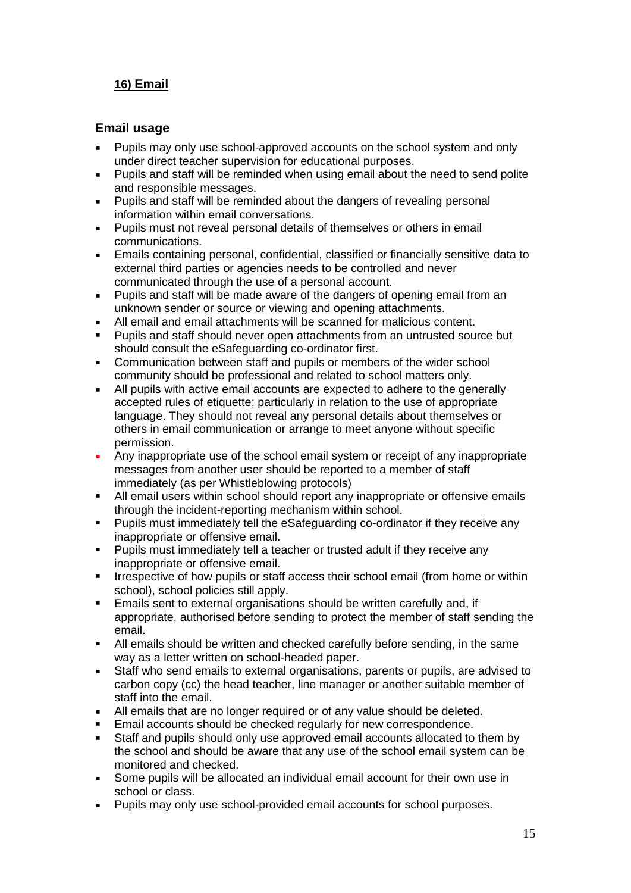## 16) Email

### Email usage

- Pupils may only use school-approved accounts on the school system and only under direct teacher supervision for educational purposes.
- Pupils and staff will be reminded when using email about the need to send polite and responsible messages.
- Pupils and staff will be reminded about the dangers of revealing personal information within email conversations.
- Pupils must not reveal personal details of themselves or others in email communications.
- Emails containing personal, confidential, classified or financially sensitive data to external third parties or agencies needs to be controlled and never communicated through the use of a personal account.
- Pupils and staff will be made aware of the dangers of opening email from an unknown sender or source or viewing and opening attachments.
- All email and email attachments will be scanned for malicious content.
- Pupils and staff should never open attachments from an untrusted source but should consult the eSafeguarding co-ordinator first.
- Communication between staff and pupils or members of the wider school community should be professional and related to school matters only.
- All pupils with active email accounts are expected to adhere to the generally accepted rules of etiquette; particularly in relation to the use of appropriate language. They should not reveal any personal details about themselves or others in email communication or arrange to meet anyone without specific permission.
- Any inappropriate use of the school email system or receipt of any inappropriate messages from another user should be reported to a member of staff immediately (as per Whistleblowing protocols)
- All email users within school should report any inappropriate or offensive emails through the incident-reporting mechanism within school.
- Pupils must immediately tell the eSafeguarding co-ordinator if they receive any inappropriate or offensive email.
- Pupils must immediately tell a teacher or trusted adult if they receive any inappropriate or offensive email.
- Irrespective of how pupils or staff access their school email (from home or within school), school policies still apply.
- Emails sent to external organisations should be written carefully and, if appropriate, authorised before sending to protect the member of staff sending the email.
- All emails should be written and checked carefully before sending, in the same way as a letter written on school-headed paper.
- Staff who send emails to external organisations, parents or pupils, are advised to carbon copy (cc) the head teacher, line manager or another suitable member of staff into the email.
- All emails that are no longer required or of any value should be deleted.
- Email accounts should be checked regularly for new correspondence.
- Staff and pupils should only use approved email accounts allocated to them by the school and should be aware that any use of the school email system can be monitored and checked.
- Some pupils will be allocated an individual email account for their own use in school or class.
- Pupils may only use school-provided email accounts for school purposes.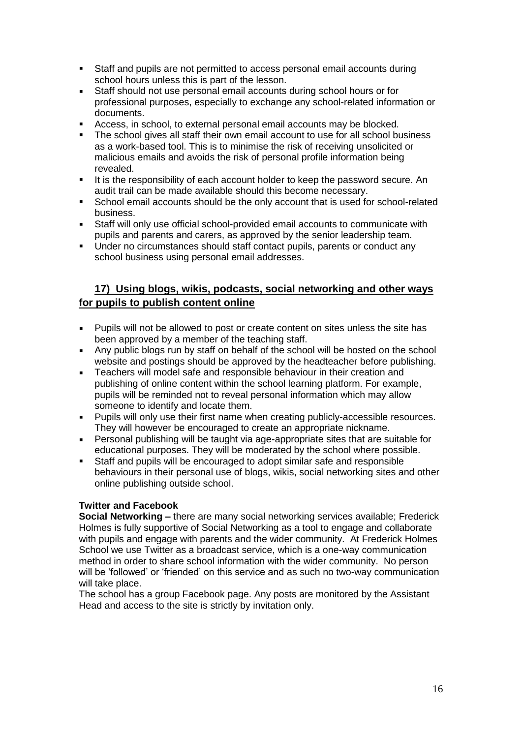- Staff and pupils are not permitted to access personal email accounts during school hours unless this is part of the lesson.
- Staff should not use personal email accounts during school hours or for professional purposes, especially to exchange any school-related information or documents.
- Access, in school, to external personal email accounts may be blocked.
- The school gives all staff their own email account to use for all school business as a work-based tool. This is to minimise the risk of receiving unsolicited or malicious emails and avoids the risk of personal profile information being revealed.
- It is the responsibility of each account holder to keep the password secure. An audit trail can be made available should this become necessary.
- School email accounts should be the only account that is used for school-related business.
- Staff will only use official school-provided email accounts to communicate with pupils and parents and carers, as approved by the senior leadership team.
- Under no circumstances should staff contact pupils, parents or conduct any school business using personal email addresses.

## 17) Using blogs, wikis, podcasts, social networking and other ways for pupils to publish content online

- Pupils will not be allowed to post or create content on sites unless the site has been approved by a member of the teaching staff.
- Any public blogs run by staff on behalf of the school will be hosted on the school website and postings should be approved by the headteacher before publishing.
- Teachers will model safe and responsible behaviour in their creation and publishing of online content within the school learning platform. For example, pupils will be reminded not to reveal personal information which may allow someone to identify and locate them.
- Pupils will only use their first name when creating publicly-accessible resources. They will however be encouraged to create an appropriate nickname.
- Personal publishing will be taught via age-appropriate sites that are suitable for educational purposes. They will be moderated by the school where possible.
- Staff and pupils will be encouraged to adopt similar safe and responsible behaviours in their personal use of blogs, wikis, social networking sites and other online publishing outside school.

**Twitter and Facebook**

**Social Networking –** there are many social networking services available; Frederick Holmes is fully supportive of Social Networking as a tool to engage and collaborate with pupils and engage with parents and the wider community. At Frederick Holmes School we use Twitter as a broadcast service, which is a one-way communication method in order to share school information with the wider community. No person will be 'followed' or 'friended' on this service and as such no two-way communication will take place.

The school has a group Facebook page. Any posts are monitored by the Assistant Head and access to the site is strictly by invitation only.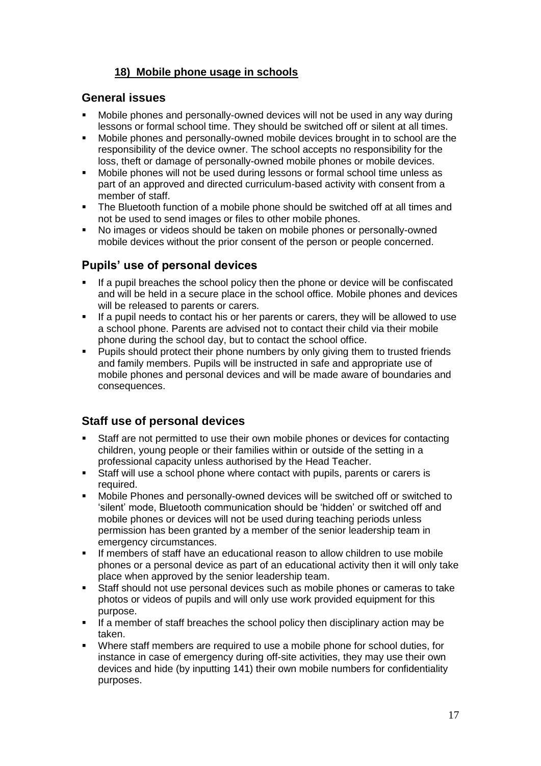## **18) Mobile phone usage in schools**

### General issues

- Mobile phones and personally-owned devices will not be used in any way during lessons or formal school time. They should be switched off or silent at all times.
- Mobile phones and personally-owned mobile devices brought in to school are the responsibility of the device owner. The school accepts no responsibility for the loss, theft or damage of personally-owned mobile phones or mobile devices.
- Mobile phones will not be used during lessons or formal school time unless as part of an approved and directed curriculum-based activity with consent from a member of staff.
- The Bluetooth function of a mobile phone should be switched off at all times and not be used to send images or files to other mobile phones.
- No images or videos should be taken on mobile phones or personally-owned mobile devices without the prior consent of the person or people concerned.

### Pupils' use of personal devices

- If a pupil breaches the school policy then the phone or device will be confiscated and will be held in a secure place in the school office. Mobile phones and devices will be released to parents or carers.
- If a pupil needs to contact his or her parents or carers, they will be allowed to use a school phone. Parents are advised not to contact their child via their mobile phone during the school day, but to contact the school office.
- Pupils should protect their phone numbers by only giving them to trusted friends and family members. Pupils will be instructed in safe and appropriate use of mobile phones and personal devices and will be made aware of boundaries and consequences.

### Staff use of personal devices

- Staff are not permitted to use their own mobile phones or devices for contacting children, young people or their families within or outside of the setting in a professional capacity unless authorised by the Head Teacher.
- Staff will use a school phone where contact with pupils, parents or carers is required.
- Mobile Phones and personally-owned devices will be switched off or switched to 'silent' mode, Bluetooth communication should be 'hidden' or switched off and mobile phones or devices will not be used during teaching periods unless permission has been granted by a member of the senior leadership team in emergency circumstances.
- If members of staff have an educational reason to allow children to use mobile phones or a personal device as part of an educational activity then it will only take place when approved by the senior leadership team.
- Staff should not use personal devices such as mobile phones or cameras to take photos or videos of pupils and will only use work provided equipment for this purpose.
- If a member of staff breaches the school policy then disciplinary action may be taken.
- Where staff members are required to use a mobile phone for school duties, for instance in case of emergency during off-site activities, they may use their own devices and hide (by inputting 141) their own mobile numbers for confidentiality purposes.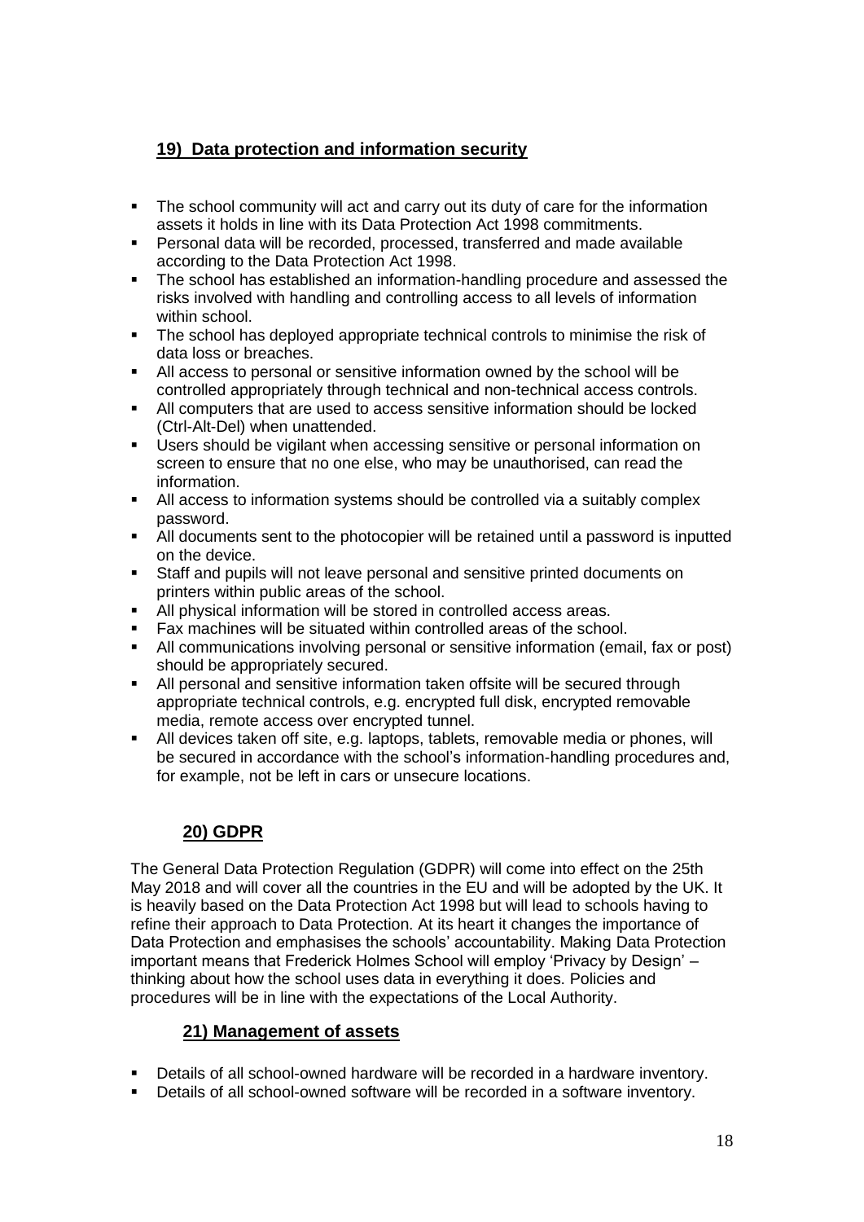## 19) Data protection and information security

- The school community will act and carry out its duty of care for the information assets it holds in line with its Data Protection Act 1998 commitments.
- Personal data will be recorded, processed, transferred and made available according to the Data Protection Act 1998.
- The school has established an information-handling procedure and assessed the risks involved with handling and controlling access to all levels of information within school.
- The school has deployed appropriate technical controls to minimise the risk of data loss or breaches.
- All access to personal or sensitive information owned by the school will be controlled appropriately through technical and non-technical access controls.
- All computers that are used to access sensitive information should be locked (Ctrl-Alt-Del) when unattended.
- Users should be vigilant when accessing sensitive or personal information on screen to ensure that no one else, who may be unauthorised, can read the information.
- All access to information systems should be controlled via a suitably complex password.
- All documents sent to the photocopier will be retained until a password is inputted on the device.
- Staff and pupils will not leave personal and sensitive printed documents on printers within public areas of the school.
- All physical information will be stored in controlled access areas.
- Fax machines will be situated within controlled areas of the school.
- All communications involving personal or sensitive information (email, fax or post) should be appropriately secured.
- All personal and sensitive information taken offsite will be secured through appropriate technical controls, e.g. encrypted full disk, encrypted removable media, remote access over encrypted tunnel.
- All devices taken off site, e.g. laptops, tablets, removable media or phones, will be secured in accordance with the school's information-handling procedures and, for example, not be left in cars or unsecure locations.

## 20) GDPR

The General Data Protection Regulation (GDPR) will come into effect on the 25th May 2018 and will cover all the countries in the EU and will be adopted by the UK. It is heavily based on the Data Protection Act 1998 but will lead to schools having to refine their approach to Data Protection. At its heart it changes the importance of Data Protection and emphasises the schools' accountability. Making Data Protection important means that Frederick Holmes School will employ 'Privacy by Design' – thinking about how the school uses data in everything it does. Policies and procedures will be in line with the expectations of the Local Authority.

## 21) Management of assets

- Details of all school-owned hardware will be recorded in a hardware inventory.
- Details of all school-owned software will be recorded in a software inventory.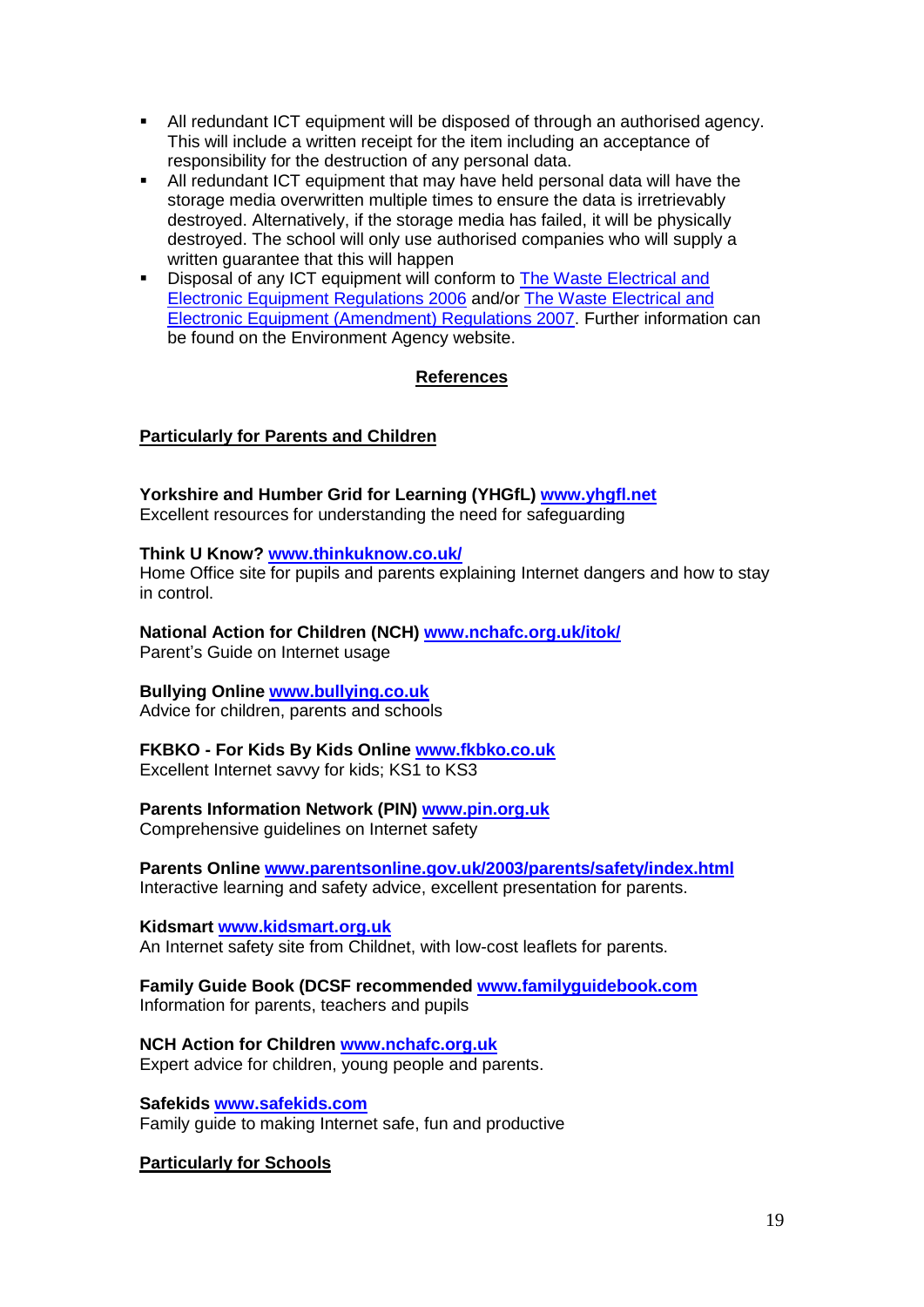- All redundant ICT equipment will be disposed of through an authorised agency. This will include a written receipt for the item including an acceptance of responsibility for the destruction of any personal data.
- All redundant ICT equipment that may have held personal data will have the storage media overwritten multiple times to ensure the data is irretrievably destroyed. Alternatively, if the storage media has failed, it will be physically destroyed. The school will only use authorised companies who will supply a written guarantee that this will happen
- Disposal of any ICT equipment will conform to [The Waste Electrical and Electronic Equipment Regulations 2006]() and/or [The Waste Electrical and Electronic Equipment (Amendment) Regulations 2007](). Further information can be found on the Environment Agency website.

## References

### Particularly for Parents and Children

**Yorkshire and Humber Grid for Learning (YHGfL) [www.yhgfl.net](http://www.yhgfl.net)**
Excellent resources for understanding the need for safeguarding

**Think U Know? [www.thinkuknow.co.uk/](http://www.thinkuknow.co.uk/)**
Home Office site for pupils and parents explaining Internet dangers and how to stay in control.

**National Action for Children (NCH) [www.nchafc.org.uk/itok/](http://www.nchafc.org.uk/itok/)**
Parent's Guide on Internet usage

**Bullying Online [www.bullying.co.uk](http://www.bullying.co.uk)**
Advice for children, parents and schools

**FKBKO - For Kids By Kids Online [www.fkbko.co.uk](http://www.fkbko.co.uk)**
Excellent Internet savvy for kids; KS1 to KS3

**Parents Information Network (PIN) [www.pin.org.uk](http://www.pin.org.uk)**
Comprehensive guidelines on Internet safety

**Parents Online [www.parentsonline.gov.uk/2003/parents/safety/index.html](http://www.parentsonline.gov.uk/2003/parents/safety/index.html)**
Interactive learning and safety advice, excellent presentation for parents.

**Kidsmart [www.kidsmart.org.uk](http://www.kidsmart.org.uk)**
An Internet safety site from Childnet, with low-cost leaflets for parents.

**Family Guide Book (DCSF recommended [www.familyguidebook.com](http://www.familyguidebook.com)**
Information for parents, teachers and pupils

**NCH Action for Children [www.nchafc.org.uk](http://www.nchafc.org.uk)**
Expert advice for children, young people and parents.

**Safekids [www.safekids.com](http://www.safekids.com)**
Family guide to making Internet safe, fun and productive

### Particularly for Schools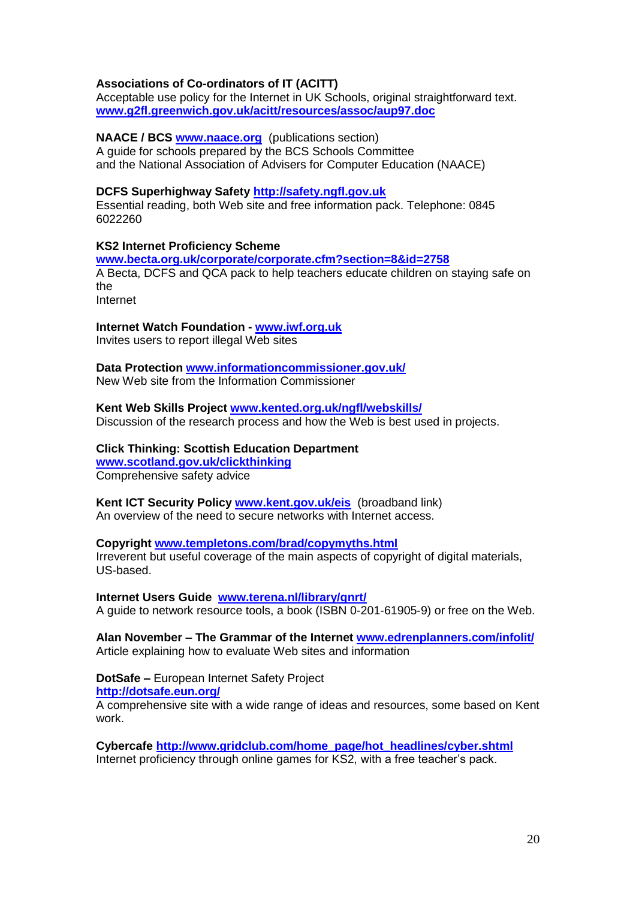**Associations of Co-ordinators of IT (ACITT)**
Acceptable use policy for the Internet in UK Schools, original straightforward text.
**www.g2fl.greenwich.gov.uk/acitt/resources/assoc/aup97.doc**

**NAACE / BCS www.naace.org** (publications section)
A guide for schools prepared by the BCS Schools Committee
and the National Association of Advisers for Computer Education (NAACE)

**DCFS Superhighway Safety http://safety.ngfl.gov.uk**
Essential reading, both Web site and free information pack. Telephone: 0845 6022260

**KS2 Internet Proficiency Scheme**
**www.becta.org.uk/corporate/corporate.cfm?section=8&id=2758**
A Becta, DCFS and QCA pack to help teachers educate children on staying safe on the Internet

**Internet Watch Foundation - www.iwf.org.uk**
Invites users to report illegal Web sites

**Data Protection www.informationcommissioner.gov.uk/**
New Web site from the Information Commissioner

**Kent Web Skills Project www.kented.org.uk/ngfl/webskills/**
Discussion of the research process and how the Web is best used in projects.

**Click Thinking: Scottish Education Department**
**www.scotland.gov.uk/clickthinking**
Comprehensive safety advice

**Kent ICT Security Policy www.kent.gov.uk/eis** (broadband link)
An overview of the need to secure networks with Internet access.

**Copyright www.templetons.com/brad/copymyths.html**
Irreverent but useful coverage of the main aspects of copyright of digital materials, US-based.

**Internet Users Guide www.terena.nl/library/gnrt/**
A guide to network resource tools, a book (ISBN 0-201-61905-9) or free on the Web.

**Alan November – The Grammar of the Internet www.edrenplanners.com/infolit/**
Article explaining how to evaluate Web sites and information

**DotSafe –** European Internet Safety Project
**http://dotsafe.eun.org/**
A comprehensive site with a wide range of ideas and resources, some based on Kent work.

**Cybercafe http://www.gridclub.com/home_page/hot_headlines/cyber.shtml**
Internet proficiency through online games for KS2, with a free teacher's pack.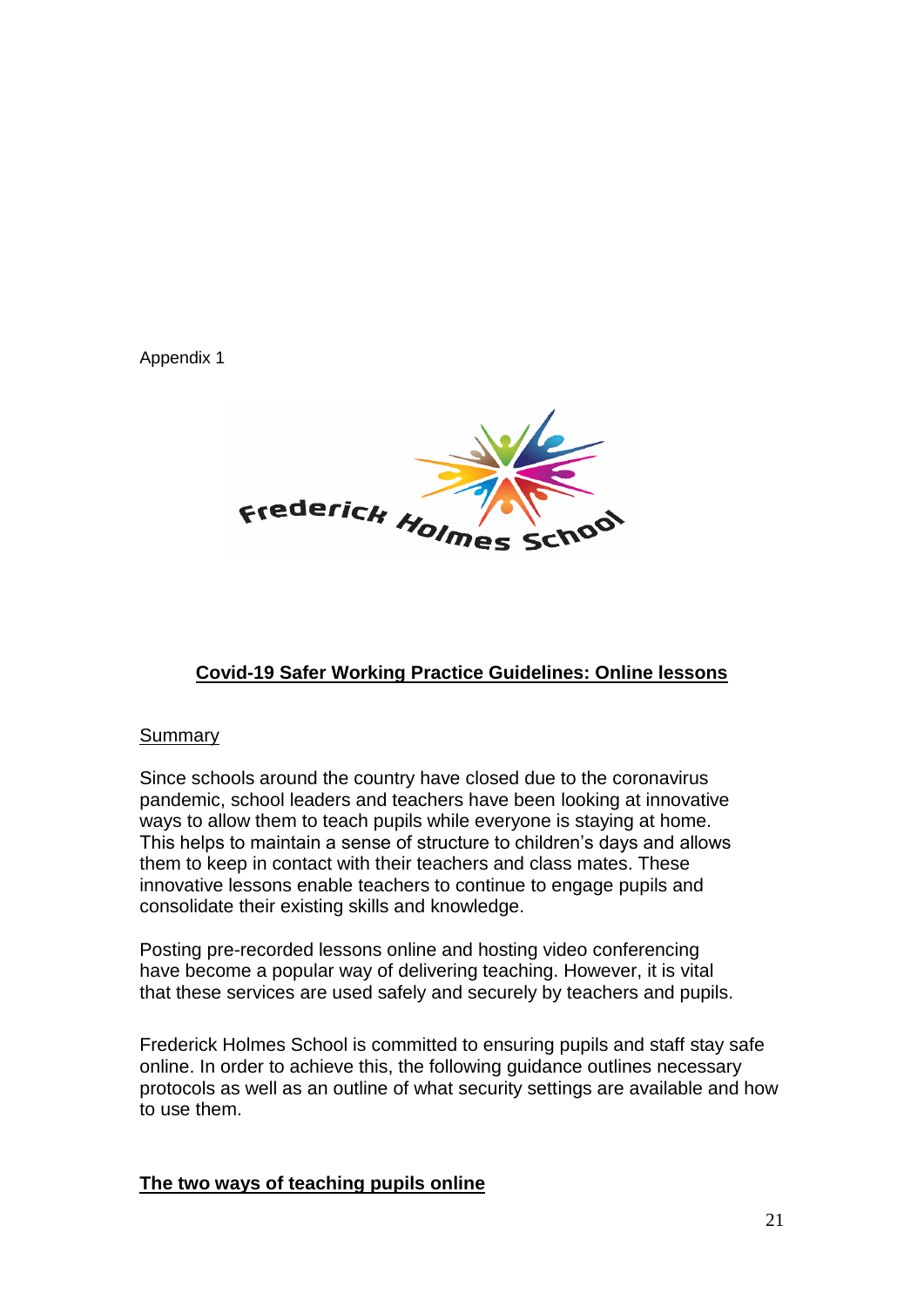Appendix 1

Frederick Holmes School

## Covid-19 Safer Working Practice Guidelines: Online lessons

### Summary

Since schools around the country have closed due to the coronavirus pandemic, school leaders and teachers have been looking at innovative ways to allow them to teach pupils while everyone is staying at home. This helps to maintain a sense of structure to children's days and allows them to keep in contact with their teachers and class mates. These innovative lessons enable teachers to continue to engage pupils and consolidate their existing skills and knowledge.

Posting pre-recorded lessons online and hosting video conferencing have become a popular way of delivering teaching. However, it is vital that these services are used safely and securely by teachers and pupils.

Frederick Holmes School is committed to ensuring pupils and staff stay safe online. In order to achieve this, the following guidance outlines necessary protocols as well as an outline of what security settings are available and how to use them.

### The two ways of teaching pupils online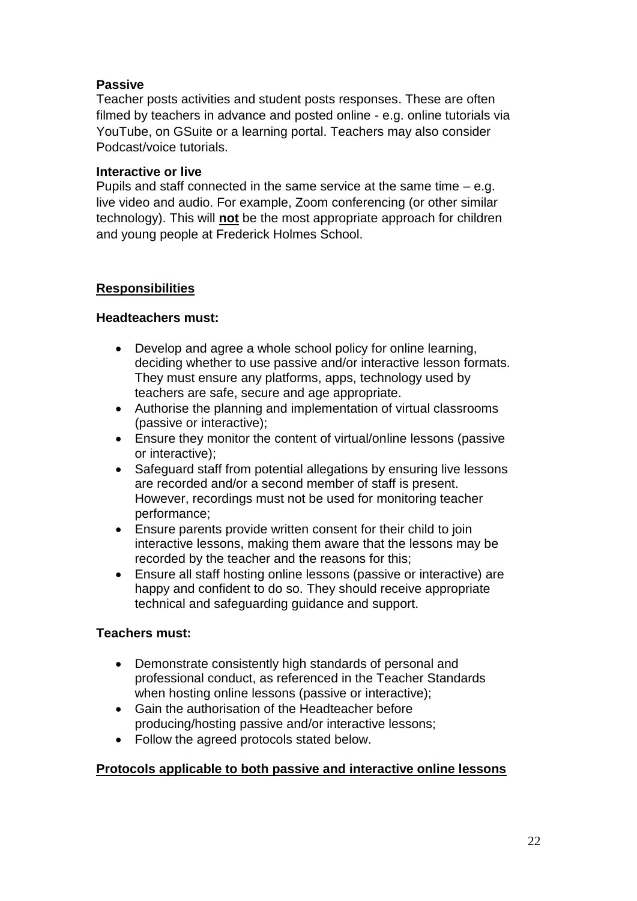**Passive**
Teacher posts activities and student posts responses. These are often filmed by teachers in advance and posted online - e.g. online tutorials via YouTube, on GSuite or a learning portal. Teachers may also consider Podcast/voice tutorials.

**Interactive or live**
Pupils and staff connected in the same service at the same time – e.g. live video and audio. For example, Zoom conferencing (or other similar technology). This will **not** be the most appropriate approach for children and young people at Frederick Holmes School.

## Responsibilities

**Headteachers must:**

- Develop and agree a whole school policy for online learning, deciding whether to use passive and/or interactive lesson formats. They must ensure any platforms, apps, technology used by teachers are safe, secure and age appropriate.
- Authorise the planning and implementation of virtual classrooms (passive or interactive);
- Ensure they monitor the content of virtual/online lessons (passive or interactive);
- Safeguard staff from potential allegations by ensuring live lessons are recorded and/or a second member of staff is present. However, recordings must not be used for monitoring teacher performance;
- Ensure parents provide written consent for their child to join interactive lessons, making them aware that the lessons may be recorded by the teacher and the reasons for this;
- Ensure all staff hosting online lessons (passive or interactive) are happy and confident to do so. They should receive appropriate technical and safeguarding guidance and support.

**Teachers must:**

- Demonstrate consistently high standards of personal and professional conduct, as referenced in the Teacher Standards when hosting online lessons (passive or interactive);
- Gain the authorisation of the Headteacher before producing/hosting passive and/or interactive lessons;
- Follow the agreed protocols stated below.

## Protocols applicable to both passive and interactive online lessons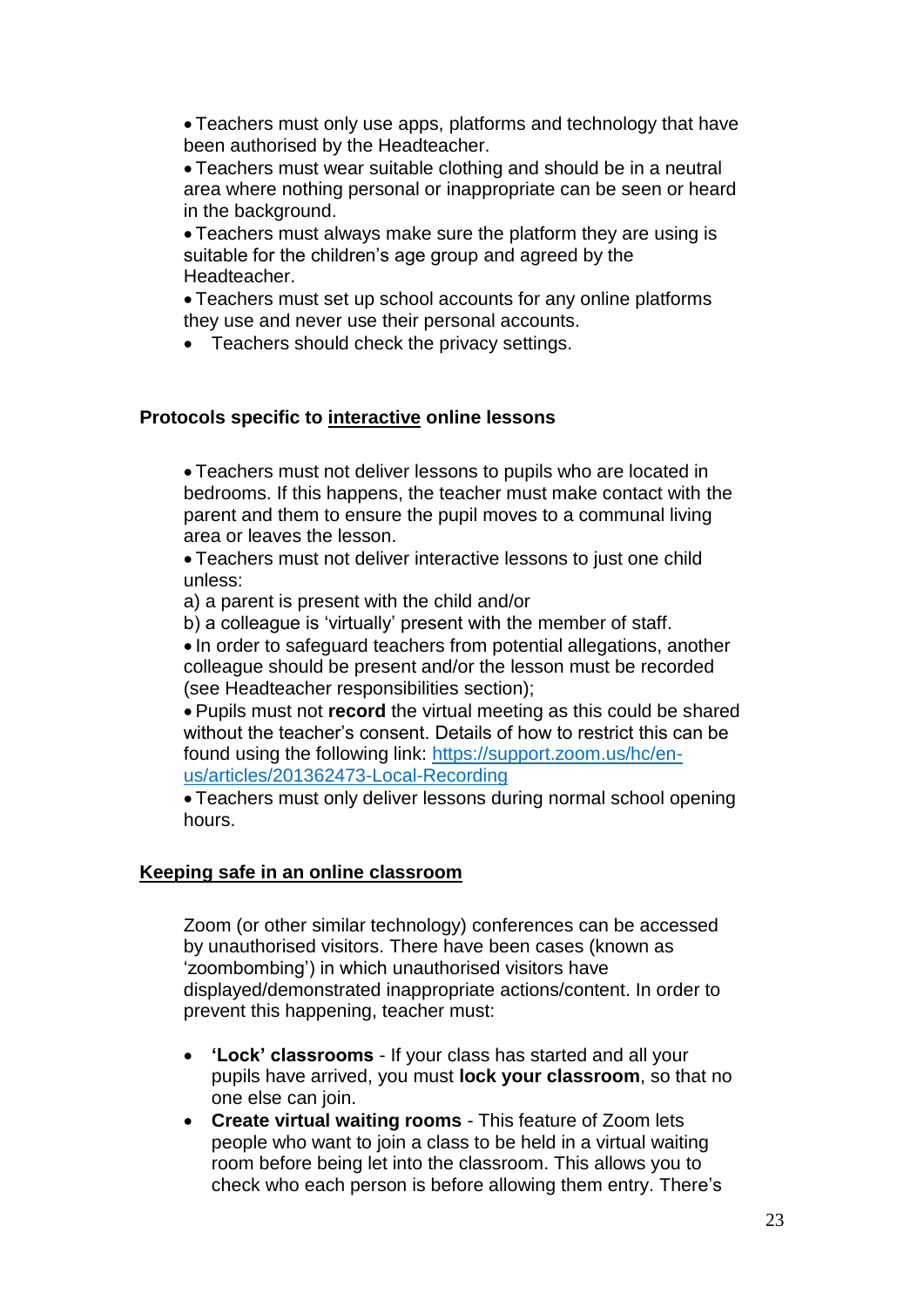- Teachers must only use apps, platforms and technology that have been authorised by the Headteacher.
- Teachers must wear suitable clothing and should be in a neutral area where nothing personal or inappropriate can be seen or heard in the background.
- Teachers must always make sure the platform they are using is suitable for the children's age group and agreed by the Headteacher.
- Teachers must set up school accounts for any online platforms they use and never use their personal accounts.
- Teachers should check the privacy settings.

**Protocols specific to <u>interactive</u> online lessons**

- Teachers must not deliver lessons to pupils who are located in bedrooms. If this happens, the teacher must make contact with the parent and them to ensure the pupil moves to a communal living area or leaves the lesson.
- Teachers must not deliver interactive lessons to just one child unless:

  a) a parent is present with the child and/or

  b) a colleague is 'virtually' present with the member of staff.
- In order to safeguard teachers from potential allegations, another colleague should be present and/or the lesson must be recorded (see Headteacher responsibilities section);
- Pupils must not **record** the virtual meeting as this could be shared without the teacher's consent. Details of how to restrict this can be found using the following link: [https://support.zoom.us/hc/en-us/articles/201362473-Local-Recording](https://support.zoom.us/hc/en-us/articles/201362473-Local-Recording)
- Teachers must only deliver lessons during normal school opening hours.

**<u>Keeping safe in an online classroom</u>**

Zoom (or other similar technology) conferences can be accessed by unauthorised visitors. There have been cases (known as 'zoombombing') in which unauthorised visitors have displayed/demonstrated inappropriate actions/content. In order to prevent this happening, teacher must:

- **'Lock' classrooms** - If your class has started and all your pupils have arrived, you must **lock your classroom**, so that no one else can join.
- **Create virtual waiting rooms** - This feature of Zoom lets people who want to join a class to be held in a virtual waiting room before being let into the classroom. This allows you to check who each person is before allowing them entry. There's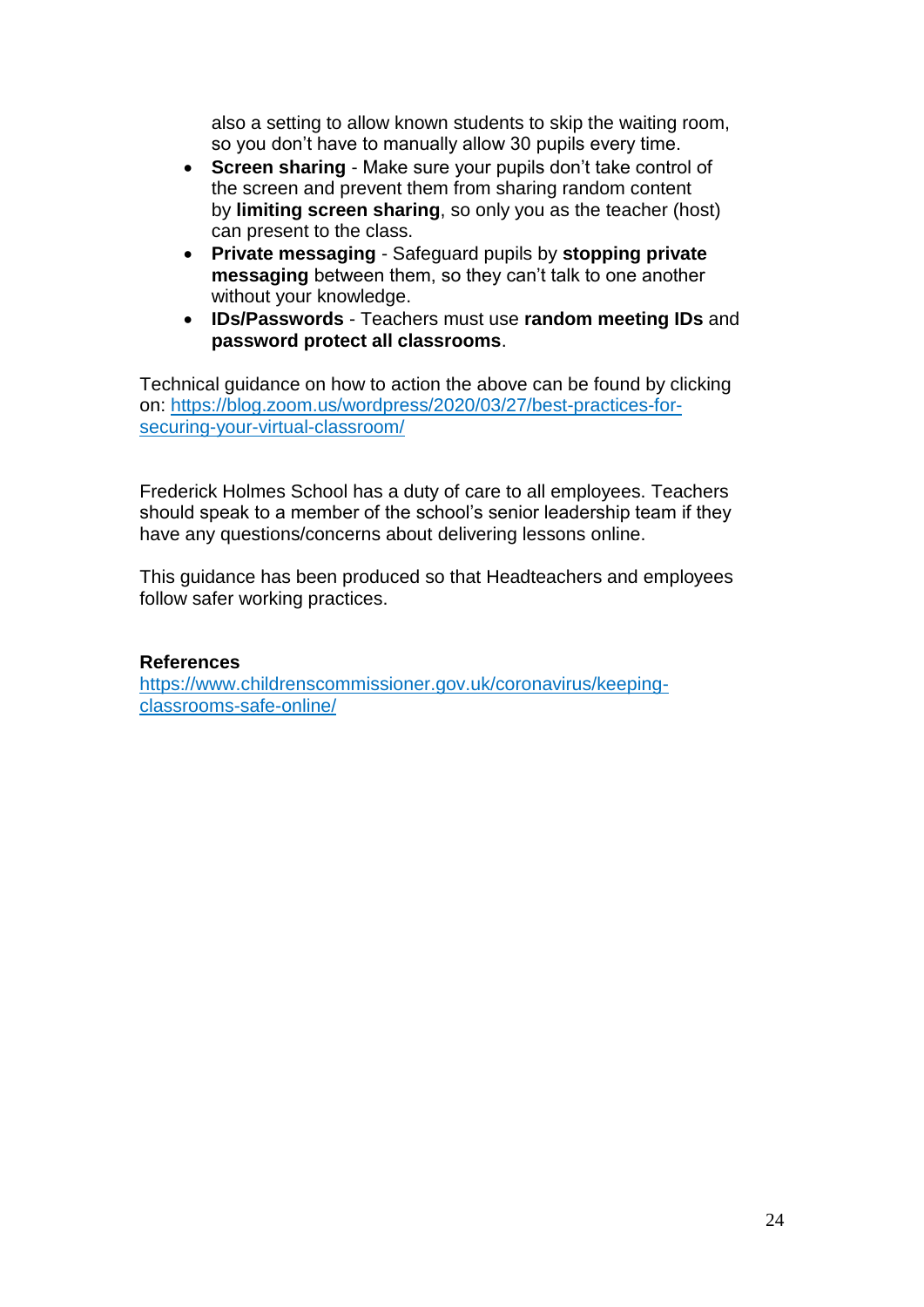also a setting to allow known students to skip the waiting room, so you don't have to manually allow 30 pupils every time.

- **Screen sharing** - Make sure your pupils don't take control of the screen and prevent them from sharing random content by **limiting screen sharing**, so only you as the teacher (host) can present to the class.
- **Private messaging** - Safeguard pupils by **stopping private messaging** between them, so they can't talk to one another without your knowledge.
- **IDs/Passwords** - Teachers must use **random meeting IDs** and **password protect all classrooms**.

Technical guidance on how to action the above can be found by clicking on: [https://blog.zoom.us/wordpress/2020/03/27/best-practices-for-securing-your-virtual-classroom/](https://blog.zoom.us/wordpress/2020/03/27/best-practices-for-securing-your-virtual-classroom/)

Frederick Holmes School has a duty of care to all employees. Teachers should speak to a member of the school's senior leadership team if they have any questions/concerns about delivering lessons online.

This guidance has been produced so that Headteachers and employees follow safer working practices.

**References**

[https://www.childrenscommissioner.gov.uk/coronavirus/keeping-classrooms-safe-online/](https://www.childrenscommissioner.gov.uk/coronavirus/keeping-classrooms-safe-online/)